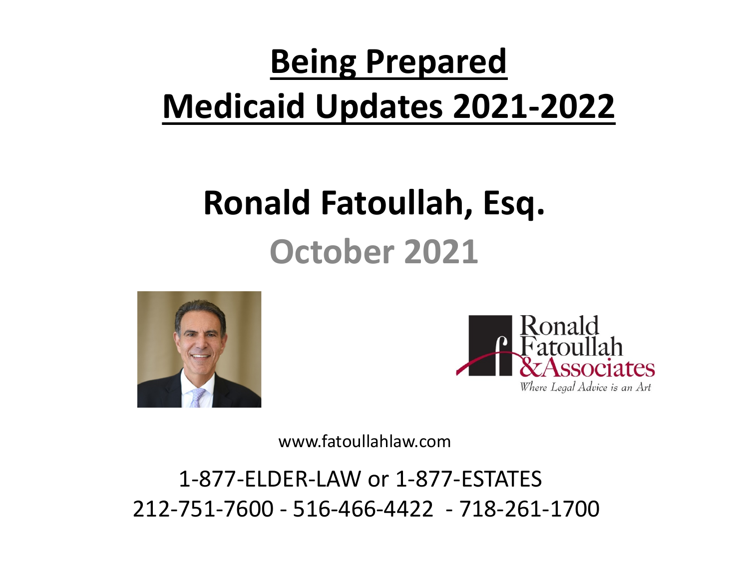# Being Prepared
# Medicaid Updates 2021-2022

## Ronald Fatoullah, Esq.

## October 2021

Ronald Fatoullah & Associates

*Where Legal Advice is an Art*

www.fatoullahlaw.com

1-877-ELDER-LAW or 1-877-ESTATES

212-751-7600 - 516-466-4422 - 718-261-1700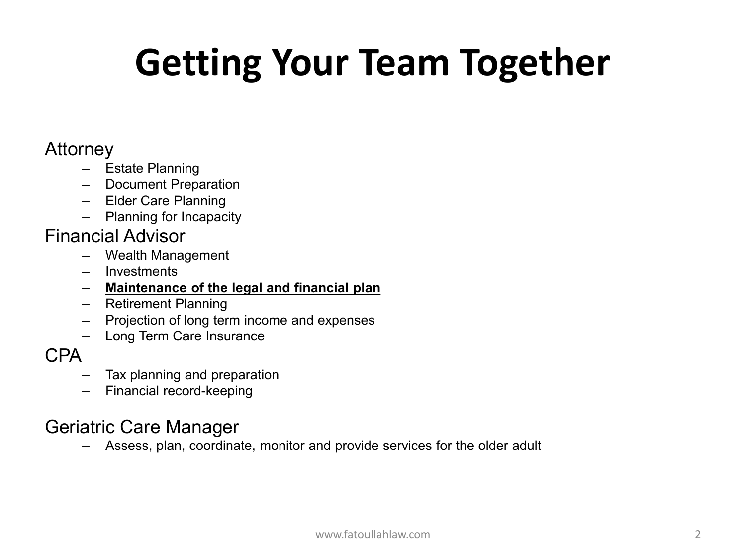# Getting Your Team Together

Attorney

- Estate Planning
- Document Preparation
- Elder Care Planning
- Planning for Incapacity

Financial Advisor

- Wealth Management
- Investments
- **<u>Maintenance of the legal and financial plan</u>**
- Retirement Planning
- Projection of long term income and expenses
- Long Term Care Insurance

CPA

- Tax planning and preparation
- Financial record-keeping

Geriatric Care Manager

- Assess, plan, coordinate, monitor and provide services for the older adult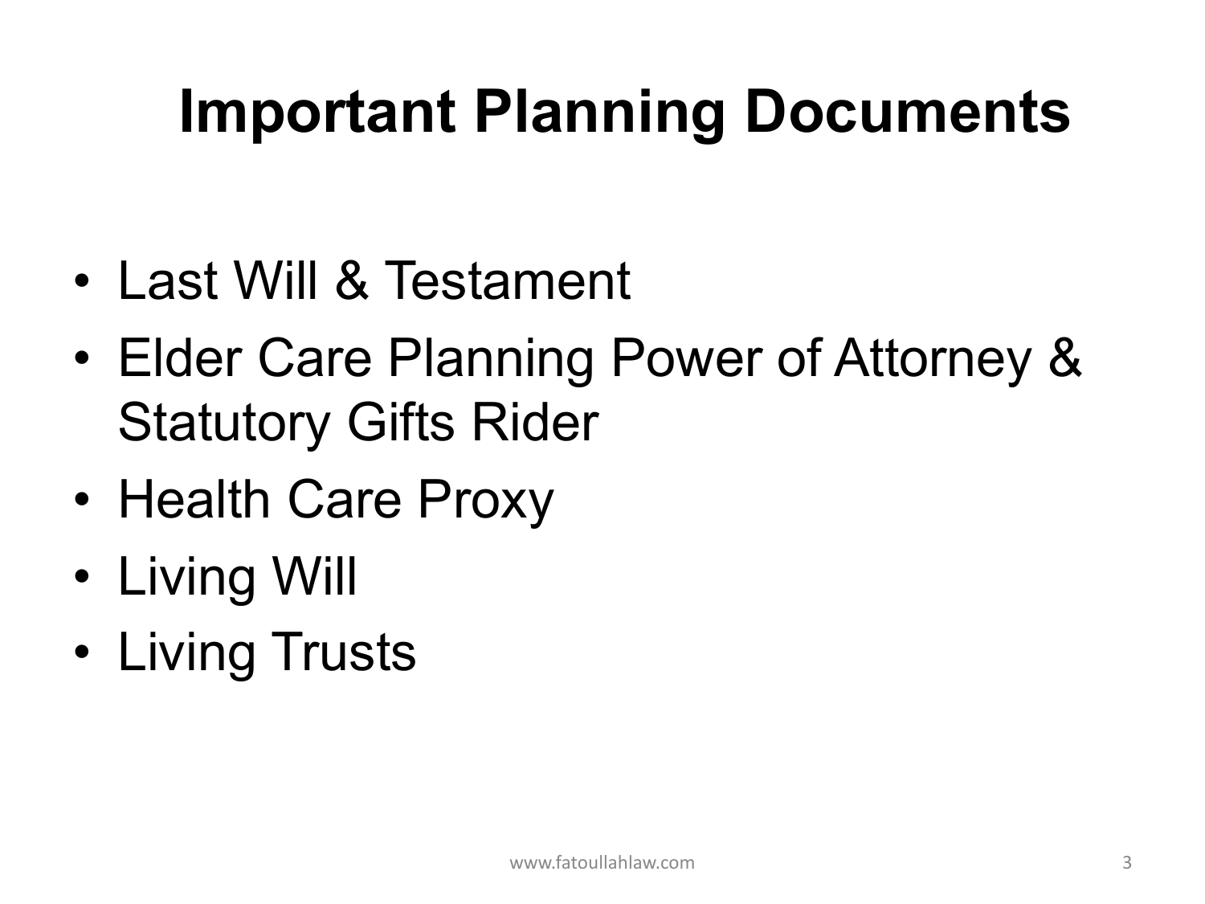# Important Planning Documents

- Last Will & Testament
- Elder Care Planning Power of Attorney & Statutory Gifts Rider
- Health Care Proxy
- Living Will
- Living Trusts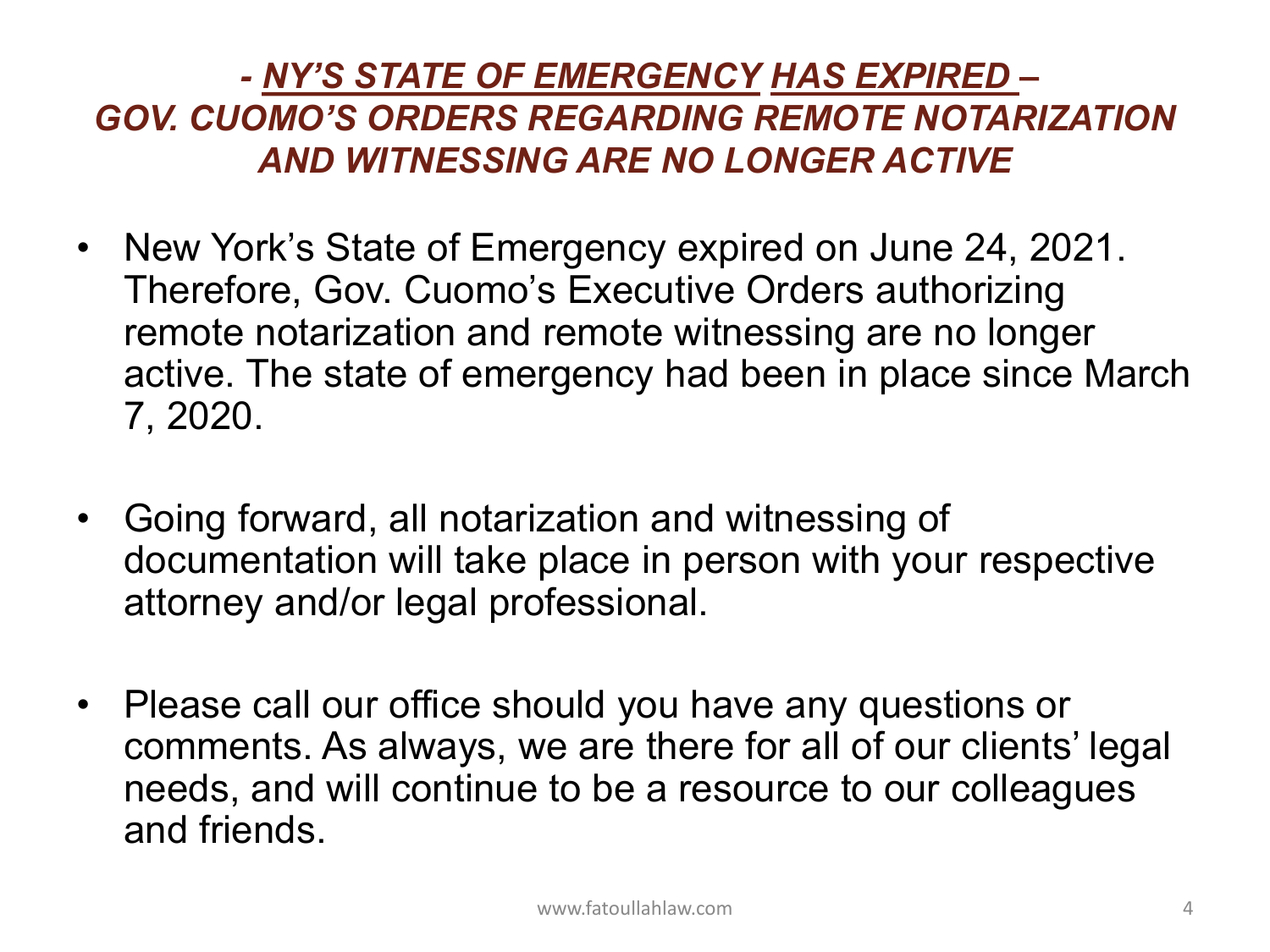## *- NY'S STATE OF EMERGENCY HAS EXPIRED – GOV. CUOMO'S ORDERS REGARDING REMOTE NOTARIZATION AND WITNESSING ARE NO LONGER ACTIVE*

- New York's State of Emergency expired on June 24, 2021. Therefore, Gov. Cuomo's Executive Orders authorizing remote notarization and remote witnessing are no longer active. The state of emergency had been in place since March 7, 2020.

- Going forward, all notarization and witnessing of documentation will take place in person with your respective attorney and/or legal professional.

- Please call our office should you have any questions or comments. As always, we are there for all of our clients' legal needs, and will continue to be a resource to our colleagues and friends.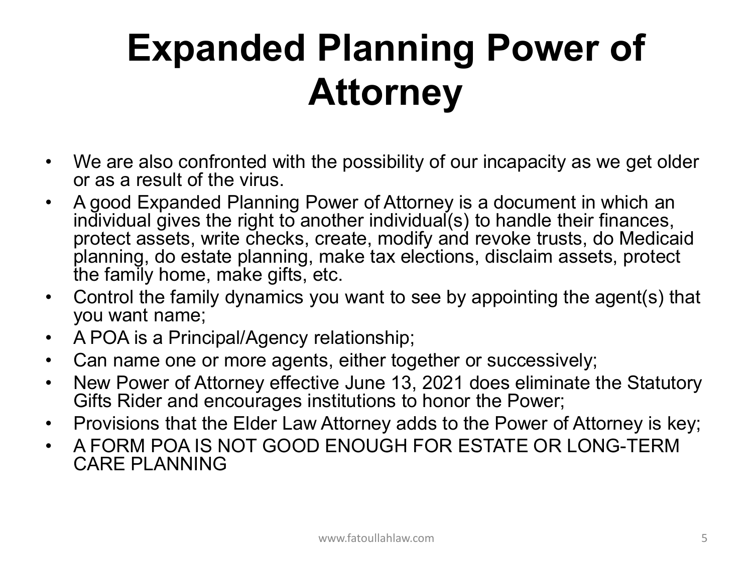# Expanded Planning Power of Attorney

- We are also confronted with the possibility of our incapacity as we get older or as a result of the virus.
- A good Expanded Planning Power of Attorney is a document in which an individual gives the right to another individual(s) to handle their finances, protect assets, write checks, create, modify and revoke trusts, do Medicaid planning, do estate planning, make tax elections, disclaim assets, protect the family home, make gifts, etc.
- Control the family dynamics you want to see by appointing the agent(s) that you want name;
- A POA is a Principal/Agency relationship;
- Can name one or more agents, either together or successively;
- New Power of Attorney effective June 13, 2021 does eliminate the Statutory Gifts Rider and encourages institutions to honor the Power;
- Provisions that the Elder Law Attorney adds to the Power of Attorney is key;
- A FORM POA IS NOT GOOD ENOUGH FOR ESTATE OR LONG-TERM CARE PLANNING

www.fatoullahlaw.com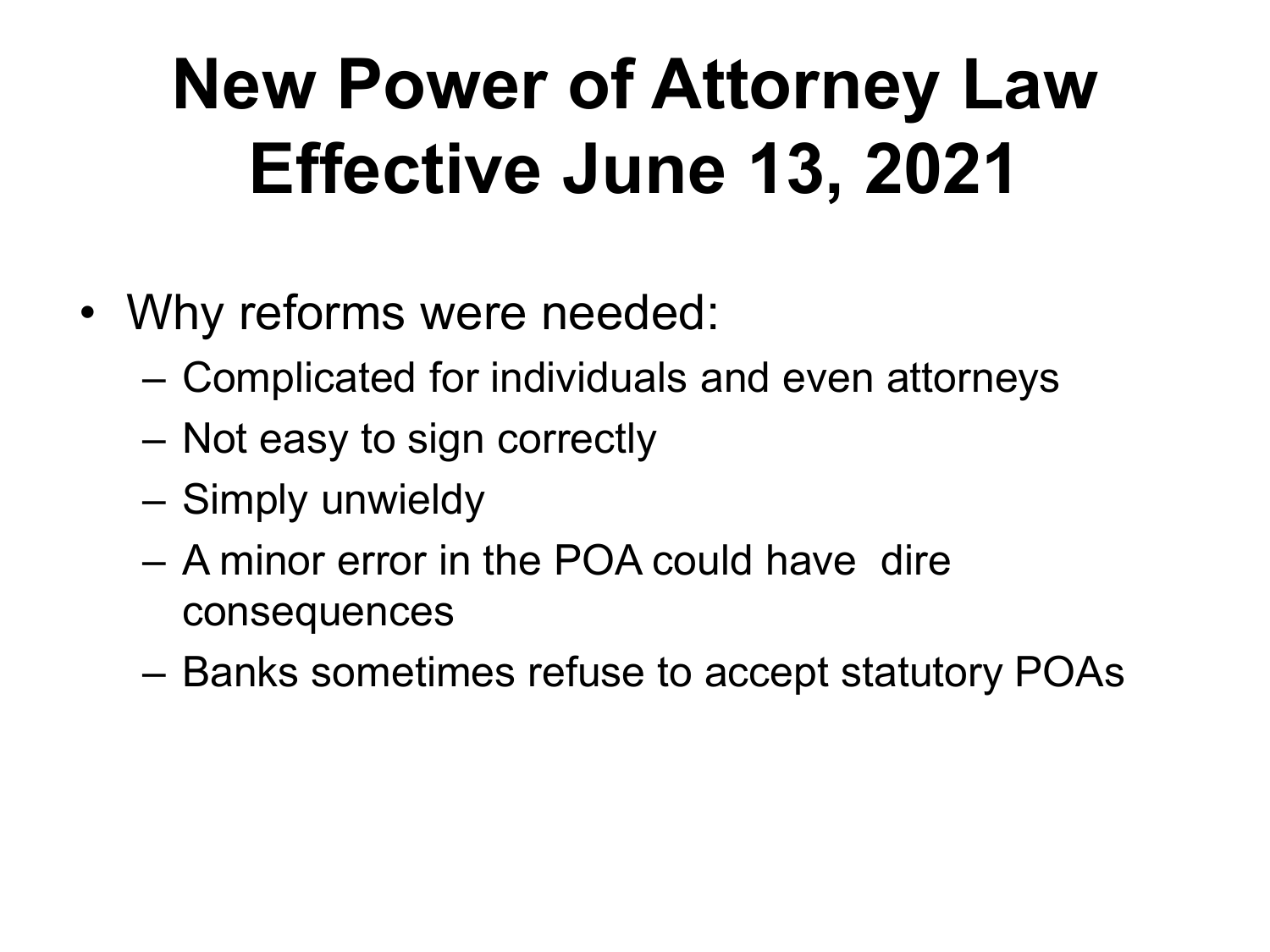# New Power of Attorney Law Effective June 13, 2021

- Why reforms were needed:
  - Complicated for individuals and even attorneys
  - Not easy to sign correctly
  - Simply unwieldy
  - A minor error in the POA could have dire consequences
  - Banks sometimes refuse to accept statutory POAs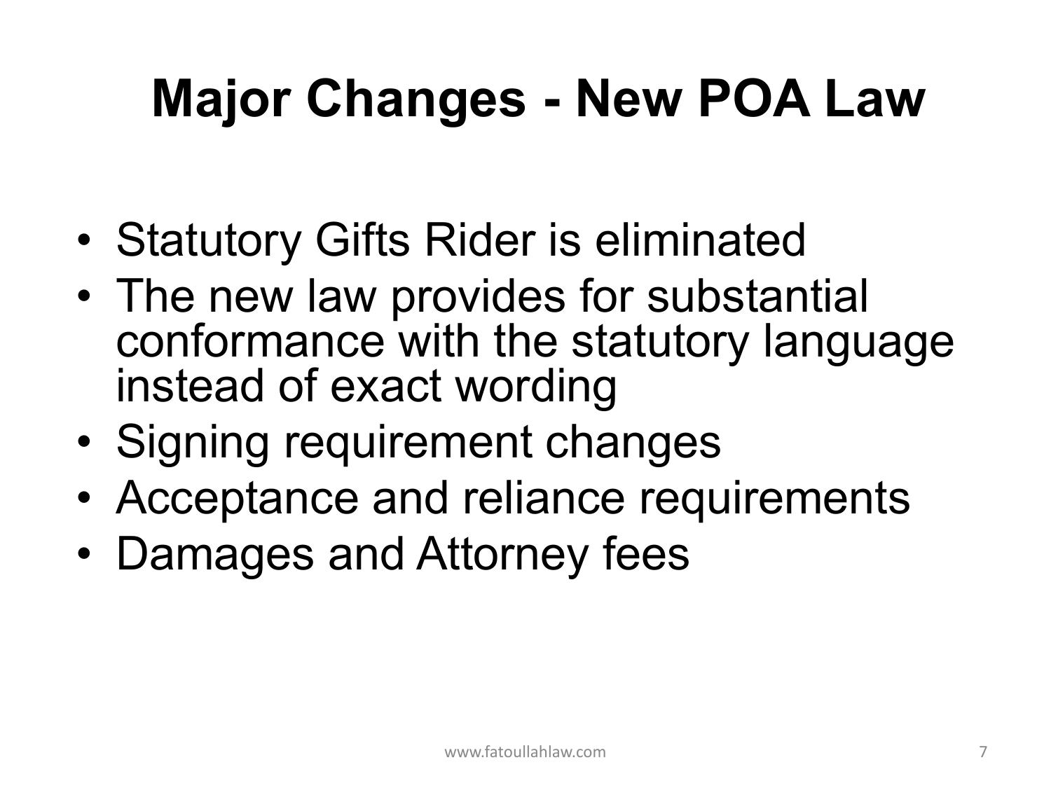# Major Changes - New POA Law

- Statutory Gifts Rider is eliminated
- The new law provides for substantial conformance with the statutory language instead of exact wording
- Signing requirement changes
- Acceptance and reliance requirements
- Damages and Attorney fees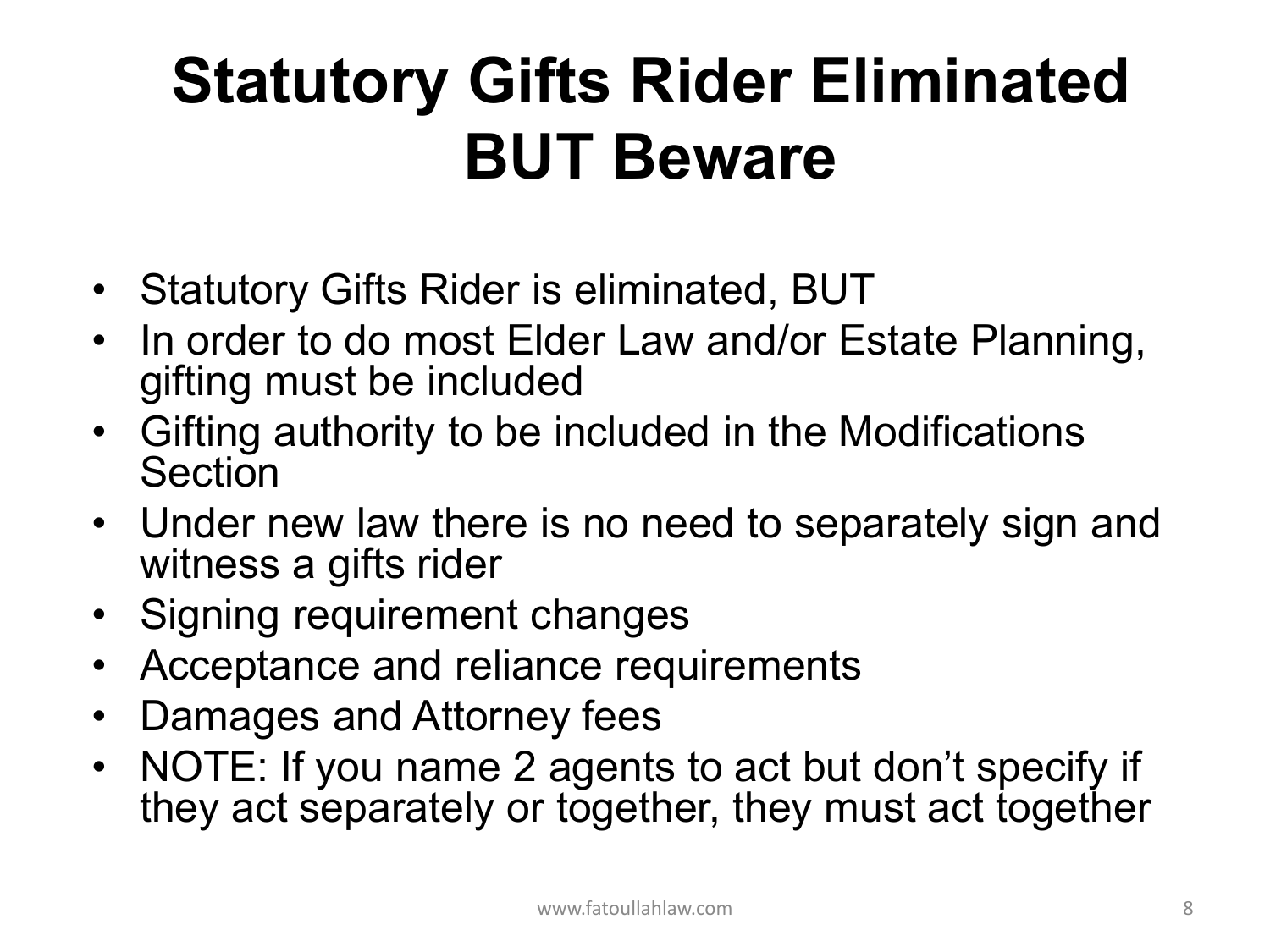# Statutory Gifts Rider Eliminated BUT Beware

- Statutory Gifts Rider is eliminated, BUT
- In order to do most Elder Law and/or Estate Planning, gifting must be included
- Gifting authority to be included in the Modifications Section
- Under new law there is no need to separately sign and witness a gifts rider
- Signing requirement changes
- Acceptance and reliance requirements
- Damages and Attorney fees
- NOTE: If you name 2 agents to act but don't specify if they act separately or together, they must act together

www.fatoullahlaw.com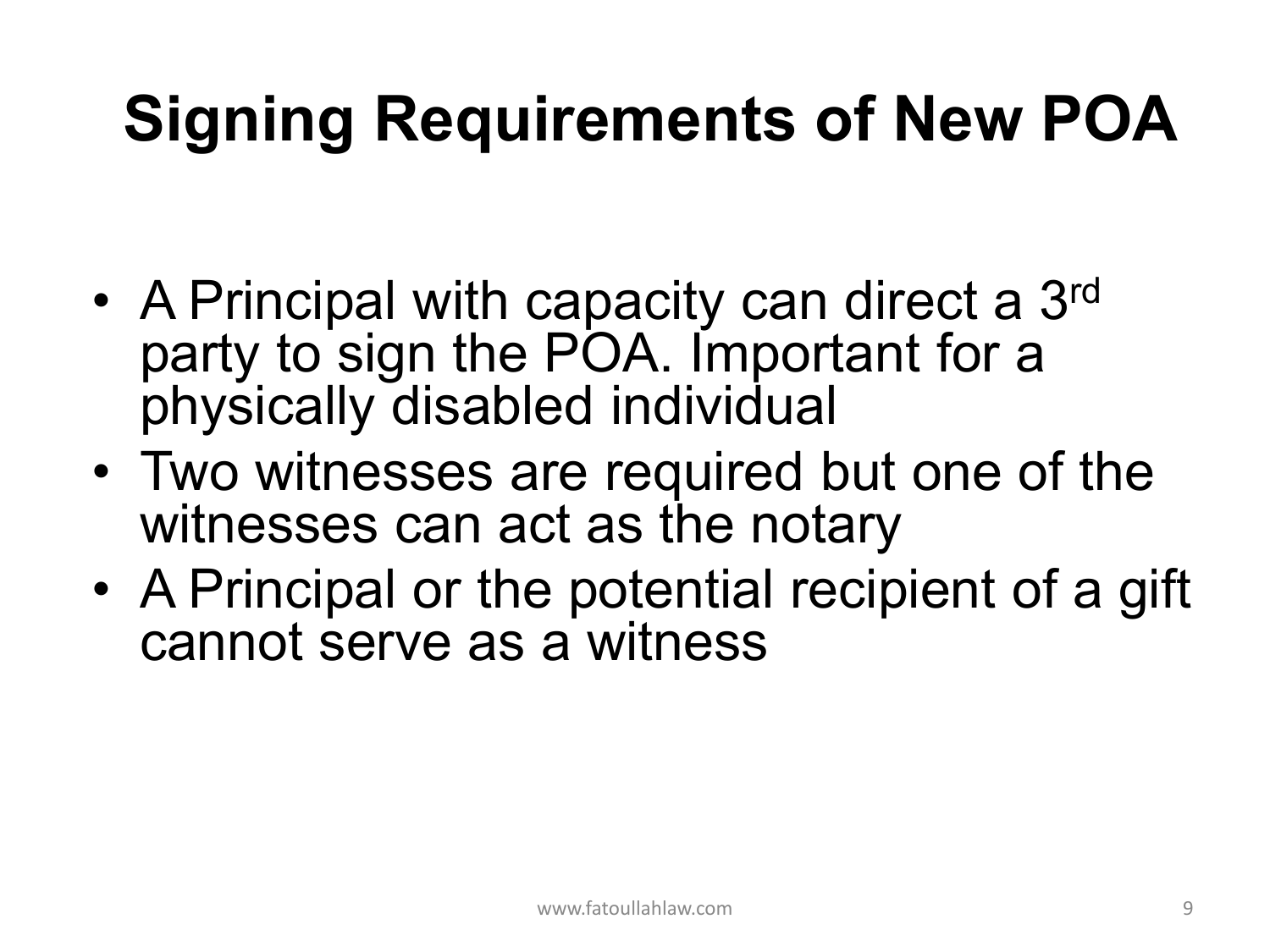# Signing Requirements of New POA

- A Principal with capacity can direct a 3rd party to sign the POA. Important for a physically disabled individual
- Two witnesses are required but one of the witnesses can act as the notary
- A Principal or the potential recipient of a gift cannot serve as a witness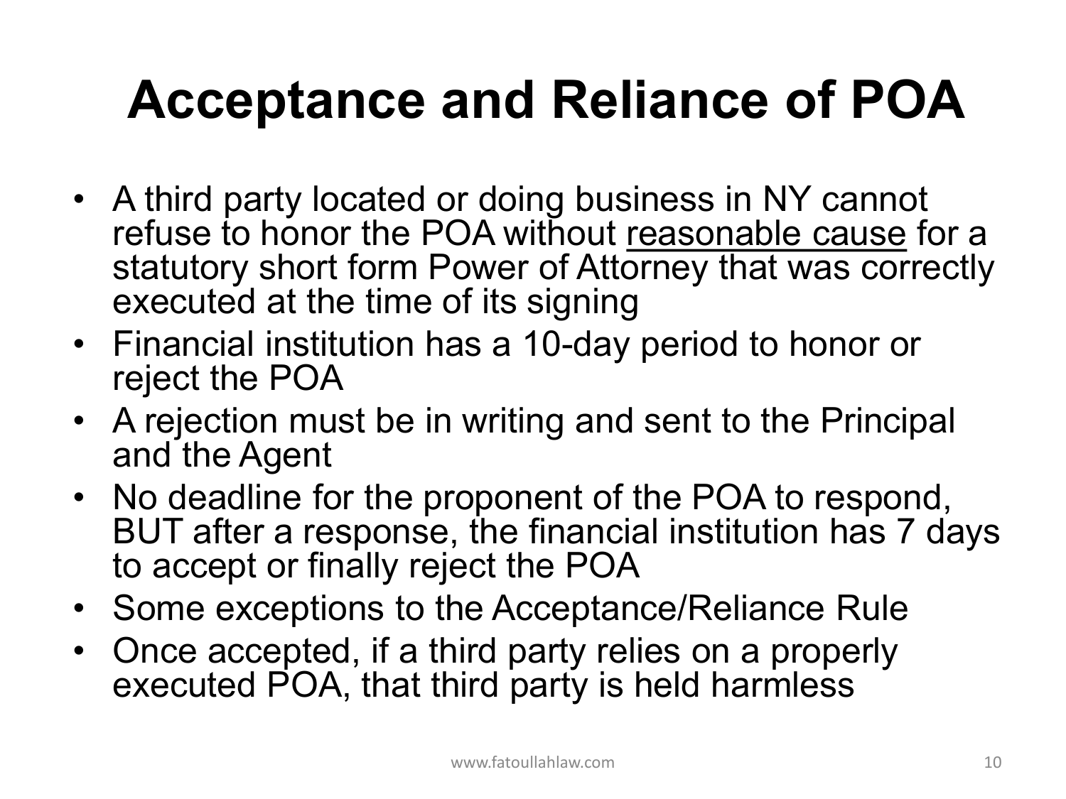# Acceptance and Reliance of POA

- A third party located or doing business in NY cannot refuse to honor the POA without <u>reasonable cause</u> for a statutory short form Power of Attorney that was correctly executed at the time of its signing
- Financial institution has a 10-day period to honor or reject the POA
- A rejection must be in writing and sent to the Principal and the Agent
- No deadline for the proponent of the POA to respond, BUT after a response, the financial institution has 7 days to accept or finally reject the POA
- Some exceptions to the Acceptance/Reliance Rule
- Once accepted, if a third party relies on a properly executed POA, that third party is held harmless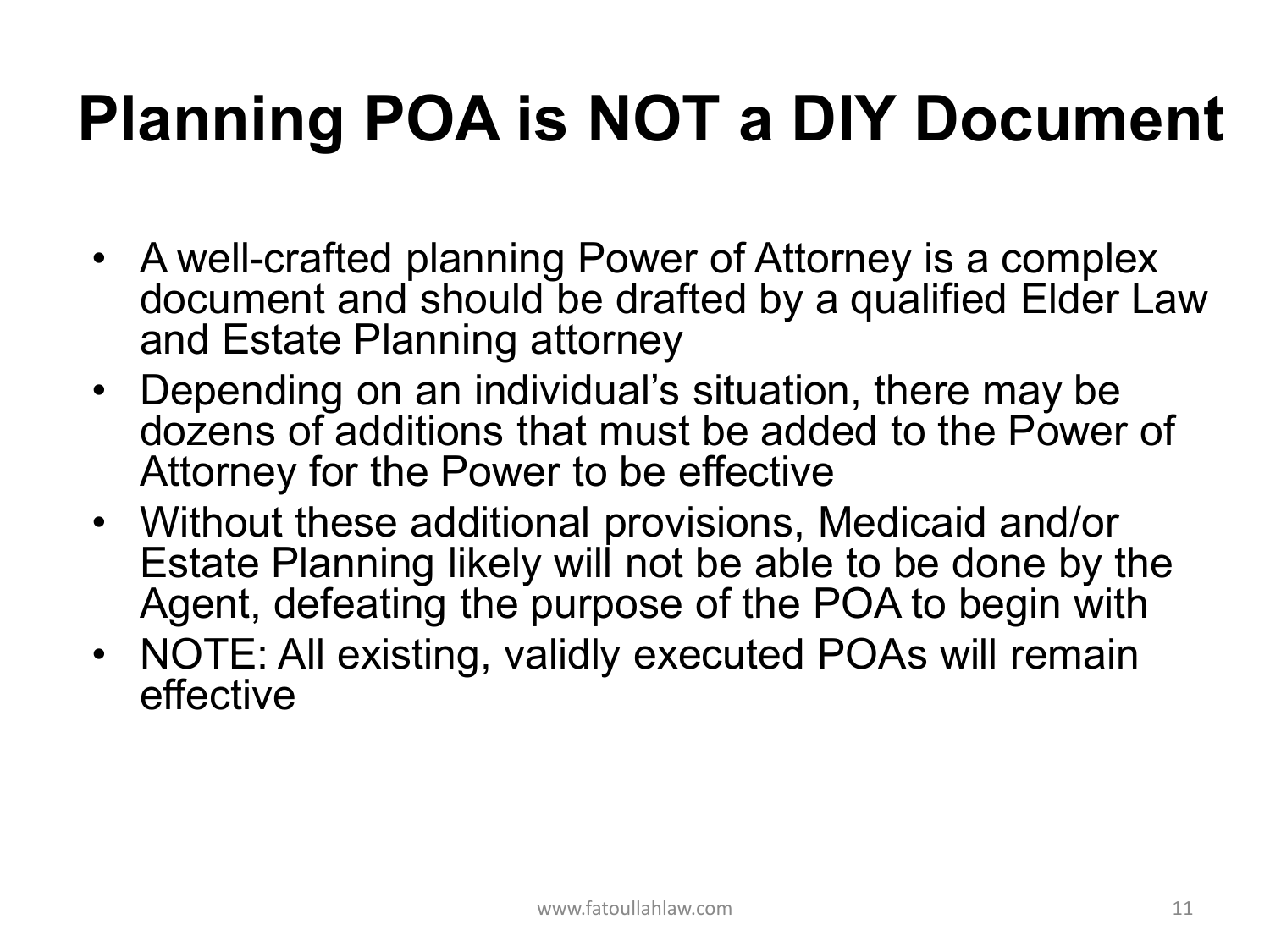# Planning POA is NOT a DIY Document

- A well-crafted planning Power of Attorney is a complex document and should be drafted by a qualified Elder Law and Estate Planning attorney
- Depending on an individual's situation, there may be dozens of additions that must be added to the Power of Attorney for the Power to be effective
- Without these additional provisions, Medicaid and/or Estate Planning likely will not be able to be done by the Agent, defeating the purpose of the POA to begin with
- NOTE: All existing, validly executed POAs will remain effective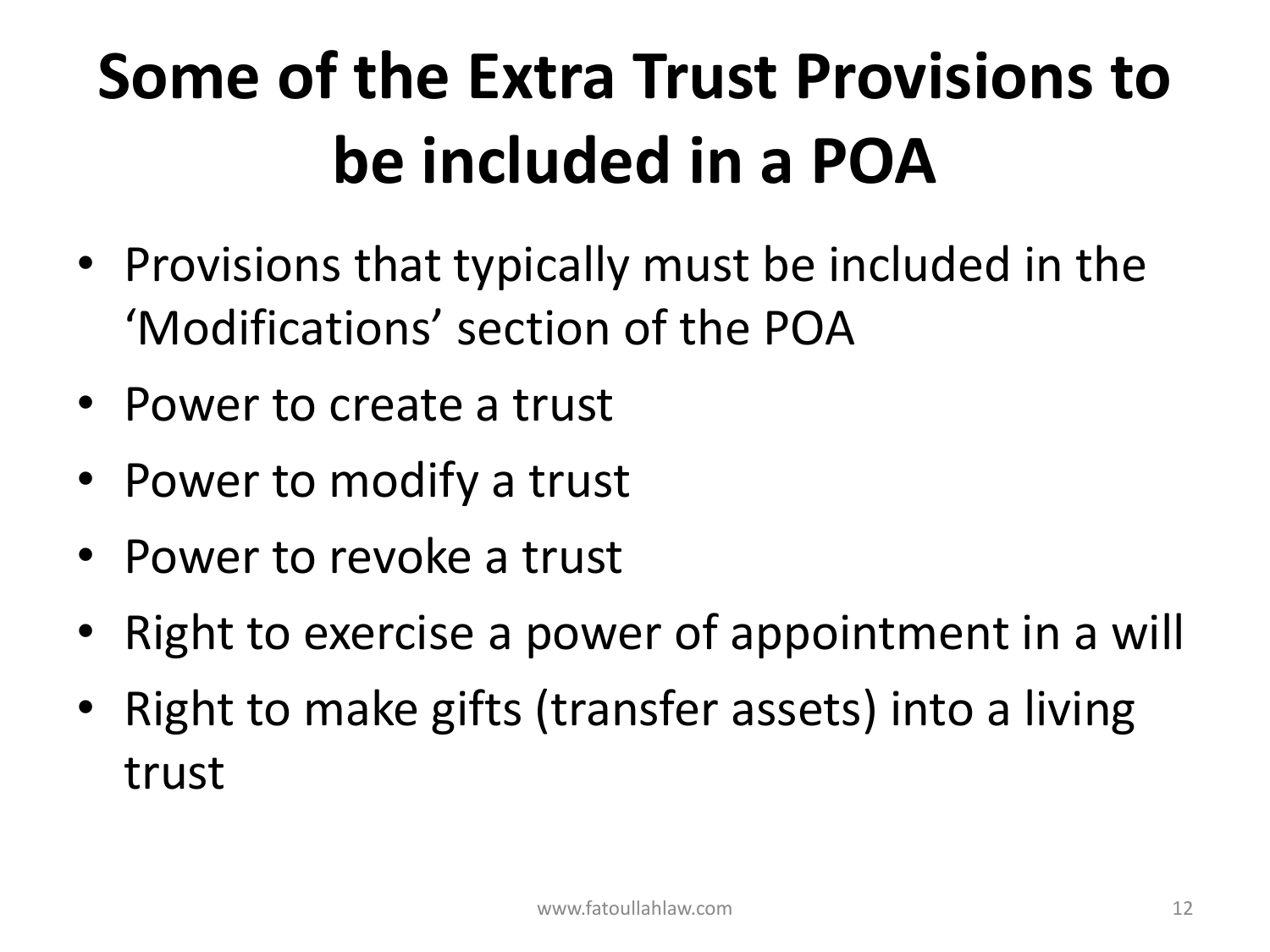# Some of the Extra Trust Provisions to be included in a POA

- Provisions that typically must be included in the 'Modifications' section of the POA
- Power to create a trust
- Power to modify a trust
- Power to revoke a trust
- Right to exercise a power of appointment in a will
- Right to make gifts (transfer assets) into a living trust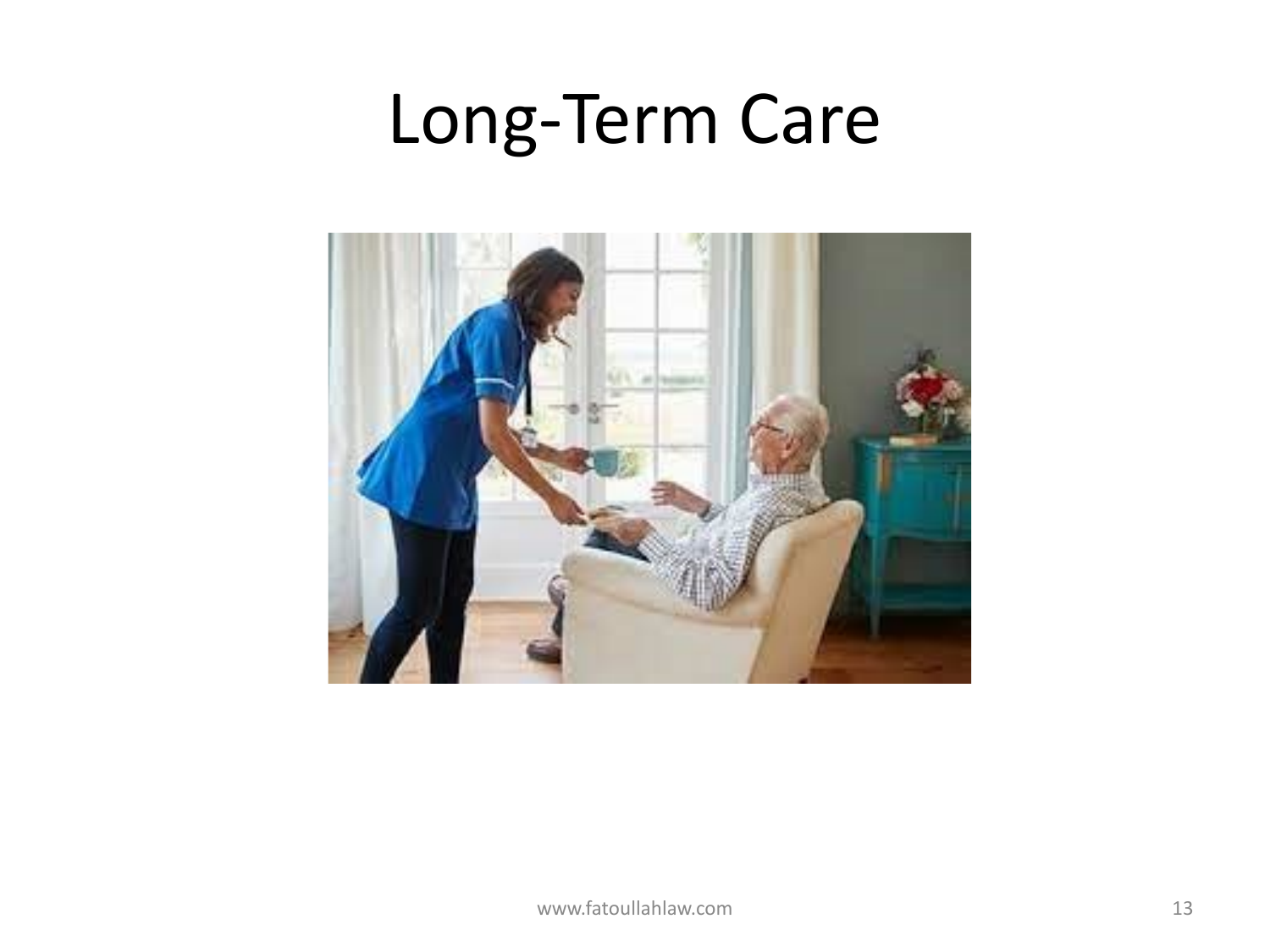# Long-Term Care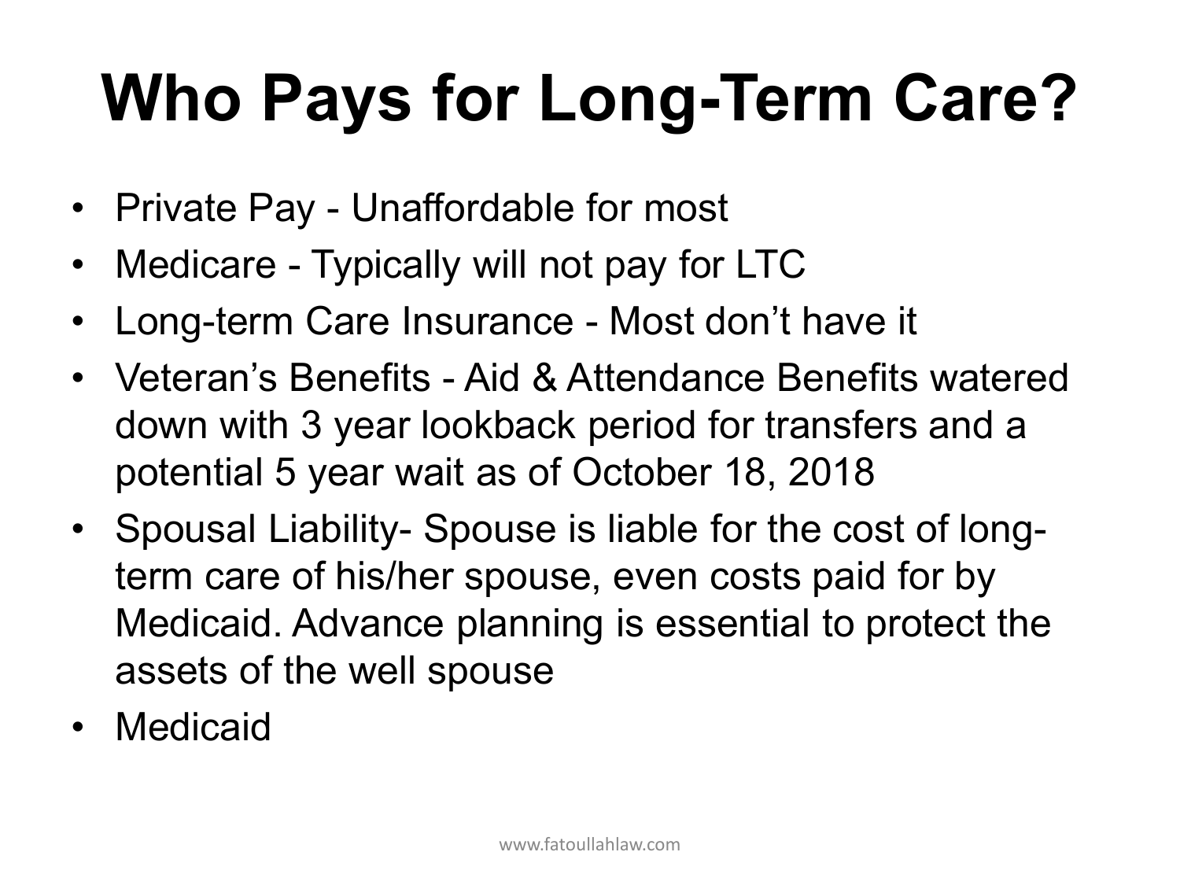# Who Pays for Long-Term Care?

- Private Pay - Unaffordable for most
- Medicare - Typically will not pay for LTC
- Long-term Care Insurance - Most don't have it
- Veteran's Benefits - Aid & Attendance Benefits watered down with 3 year lookback period for transfers and a potential 5 year wait as of October 18, 2018
- Spousal Liability- Spouse is liable for the cost of long-term care of his/her spouse, even costs paid for by Medicaid. Advance planning is essential to protect the assets of the well spouse
- Medicaid

www.fatoullahlaw.com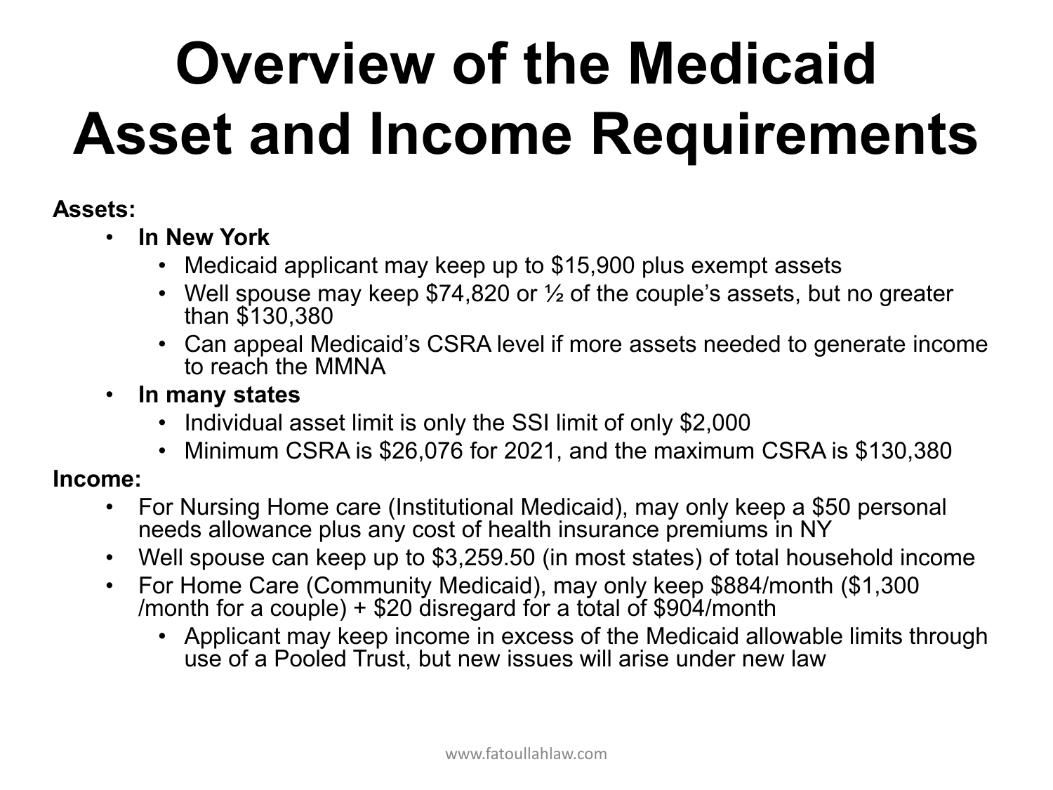# Overview of the Medicaid Asset and Income Requirements

**Assets:**

- **In New York**
  - Medicaid applicant may keep up to $15,900 plus exempt assets
  - Well spouse may keep $74,820 or ½ of the couple's assets, but no greater than $130,380
  - Can appeal Medicaid's CSRA level if more assets needed to generate income to reach the MMNA
- **In many states**
  - Individual asset limit is only the SSI limit of only $2,000
  - Minimum CSRA is $26,076 for 2021, and the maximum CSRA is $130,380

**Income:**

- For Nursing Home care (Institutional Medicaid), may only keep a $50 personal needs allowance plus any cost of health insurance premiums in NY
- Well spouse can keep up to $3,259.50 (in most states) of total household income
- For Home Care (Community Medicaid), may only keep $884/month ($1,300 /month for a couple) + $20 disregard for a total of $904/month
  - Applicant may keep income in excess of the Medicaid allowable limits through use of a Pooled Trust, but new issues will arise under new law

www.fatoullahlaw.com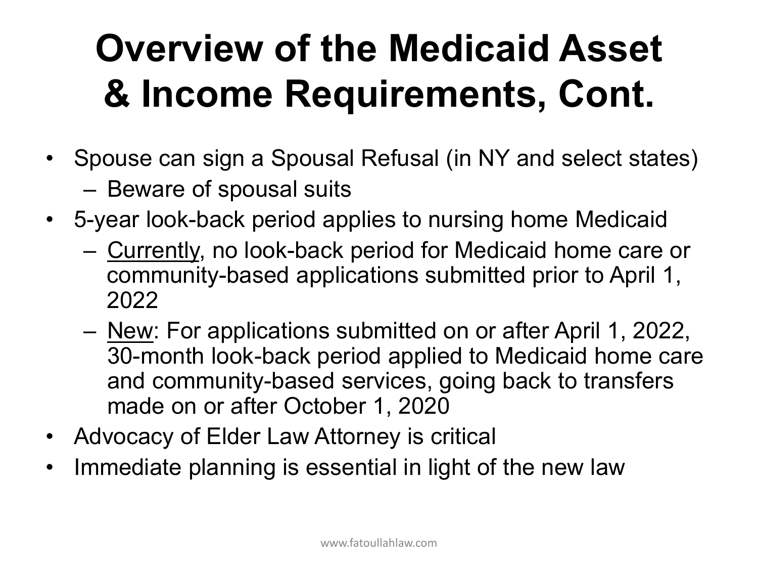# Overview of the Medicaid Asset & Income Requirements, Cont.

- Spouse can sign a Spousal Refusal (in NY and select states)
  - Beware of spousal suits
- 5-year look-back period applies to nursing home Medicaid
  - <u>Currently</u>, no look-back period for Medicaid home care or community-based applications submitted prior to April 1, 2022
  - <u>New</u>: For applications submitted on or after April 1, 2022, 30-month look-back period applied to Medicaid home care and community-based services, going back to transfers made on or after October 1, 2020
- Advocacy of Elder Law Attorney is critical
- Immediate planning is essential in light of the new law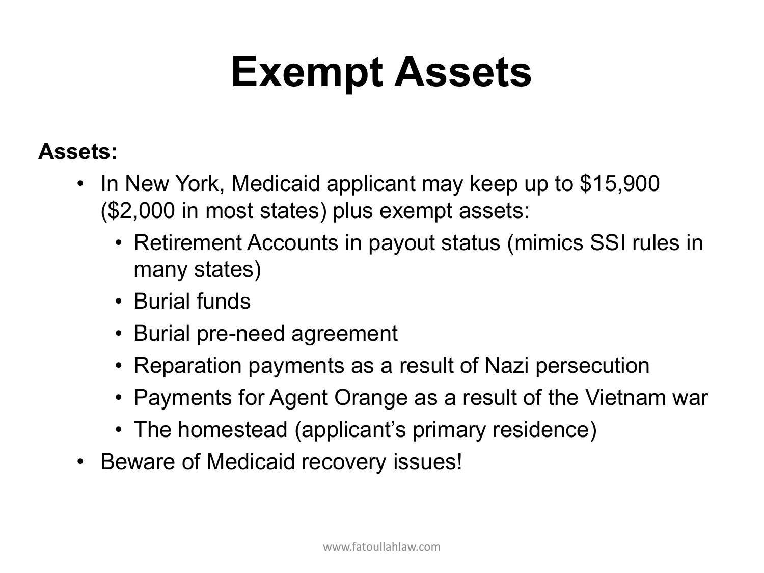# Exempt Assets

**Assets:**

- In New York, Medicaid applicant may keep up to $15,900 ($2,000 in most states) plus exempt assets:
  - Retirement Accounts in payout status (mimics SSI rules in many states)
  - Burial funds
  - Burial pre-need agreement
  - Reparation payments as a result of Nazi persecution
  - Payments for Agent Orange as a result of the Vietnam war
  - The homestead (applicant's primary residence)
- Beware of Medicaid recovery issues!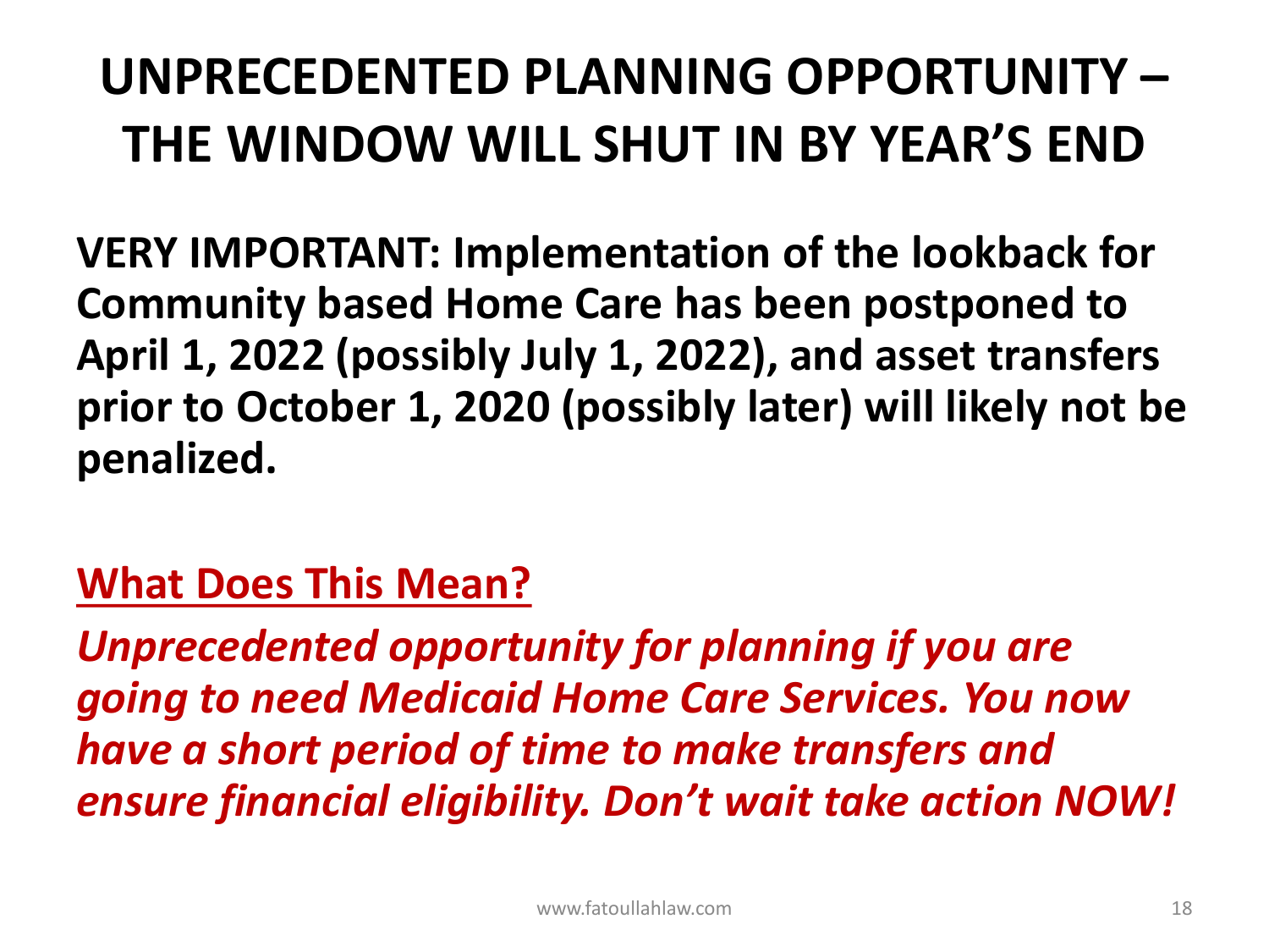# UNPRECEDENTED PLANNING OPPORTUNITY – THE WINDOW WILL SHUT IN BY YEAR'S END

**VERY IMPORTANT: Implementation of the lookback for Community based Home Care has been postponed to April 1, 2022 (possibly July 1, 2022), and asset transfers prior to October 1, 2020 (possibly later) will likely not be penalized.**

## What Does This Mean?

***Unprecedented opportunity for planning if you are going to need Medicaid Home Care Services. You now have a short period of time to make transfers and ensure financial eligibility. Don't wait take action NOW!***

www.fatoullahlaw.com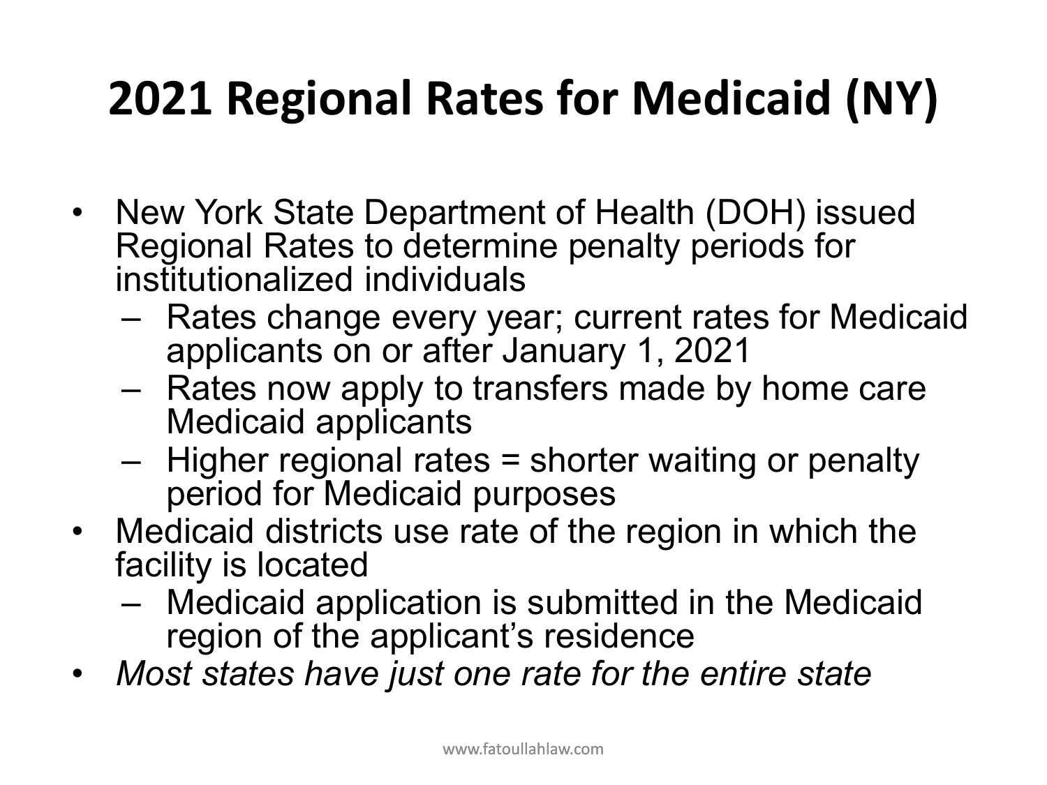# 2021 Regional Rates for Medicaid (NY)

- New York State Department of Health (DOH) issued Regional Rates to determine penalty periods for institutionalized individuals
  - Rates change every year; current rates for Medicaid applicants on or after January 1, 2021
  - Rates now apply to transfers made by home care Medicaid applicants
  - Higher regional rates = shorter waiting or penalty period for Medicaid purposes
- Medicaid districts use rate of the region in which the facility is located
  - Medicaid application is submitted in the Medicaid region of the applicant's residence
- *Most states have just one rate for the entire state*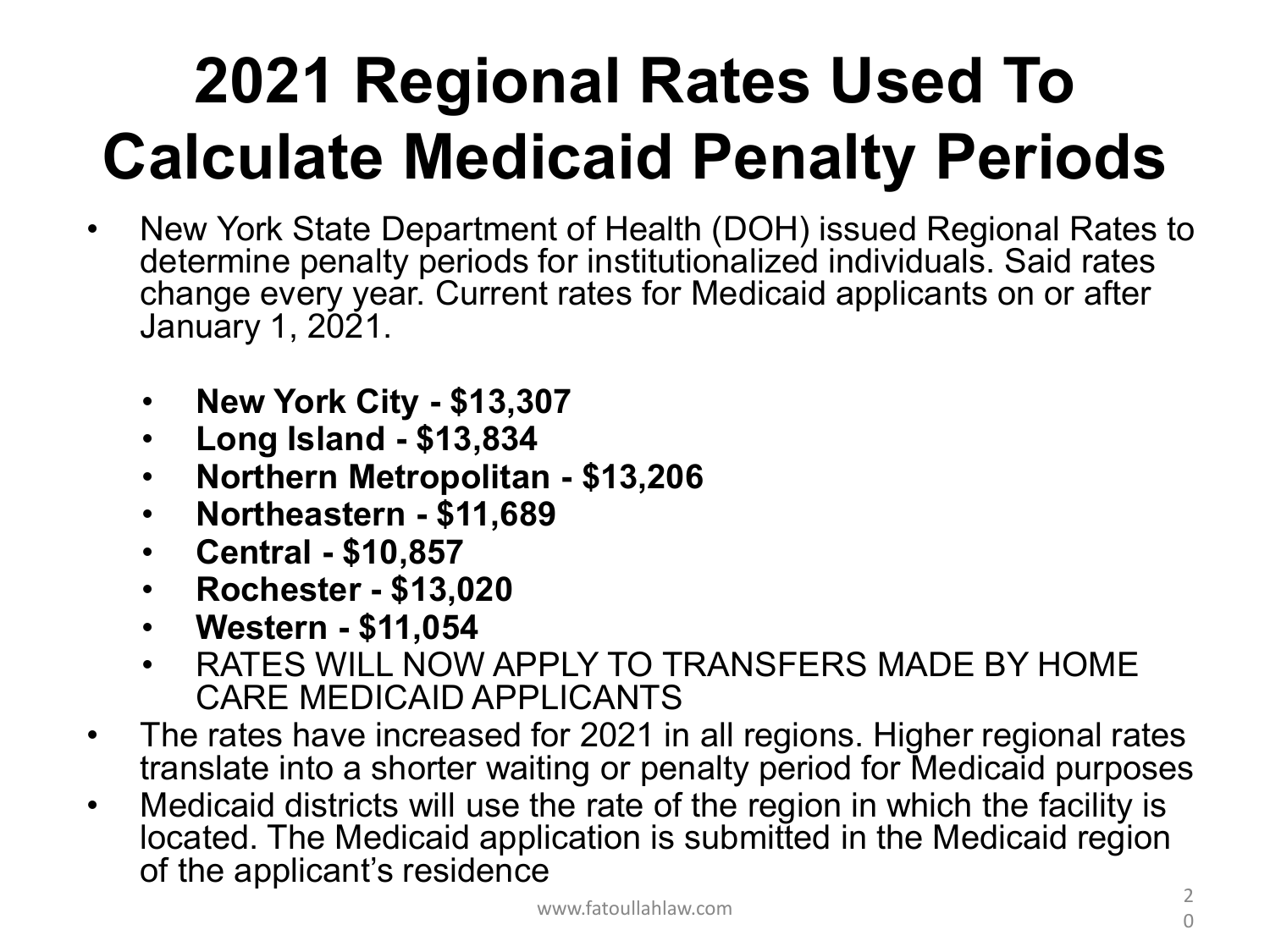# 2021 Regional Rates Used To Calculate Medicaid Penalty Periods

- New York State Department of Health (DOH) issued Regional Rates to determine penalty periods for institutionalized individuals. Said rates change every year. Current rates for Medicaid applicants on or after January 1, 2021.
  - **New York City - $13,307**
  - **Long Island - $13,834**
  - **Northern Metropolitan - $13,206**
  - **Northeastern - $11,689**
  - **Central - $10,857**
  - **Rochester - $13,020**
  - **Western - $11,054**
  - RATES WILL NOW APPLY TO TRANSFERS MADE BY HOME CARE MEDICAID APPLICANTS
- The rates have increased for 2021 in all regions. Higher regional rates translate into a shorter waiting or penalty period for Medicaid purposes
- Medicaid districts will use the rate of the region in which the facility is located. The Medicaid application is submitted in the Medicaid region of the applicant's residence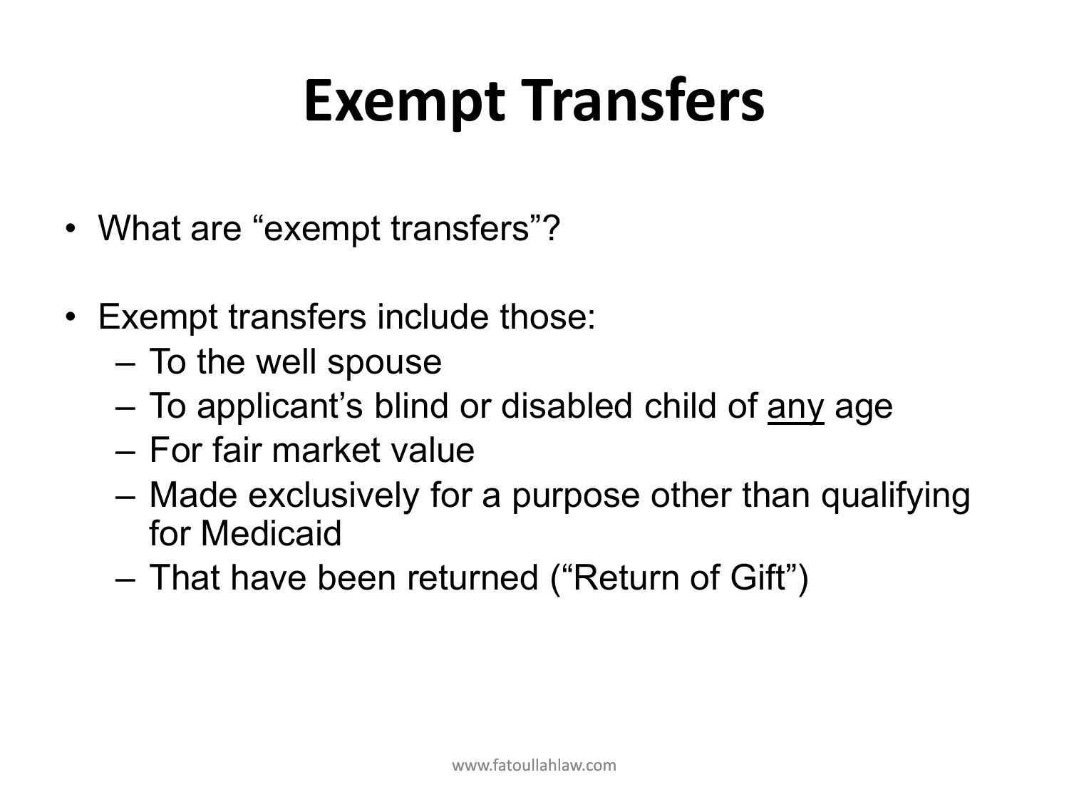# Exempt Transfers

- What are "exempt transfers"?

- Exempt transfers include those:
  - To the well spouse
  - To applicant's blind or disabled child of <u>any</u> age
  - For fair market value
  - Made exclusively for a purpose other than qualifying for Medicaid
  - That have been returned ("Return of Gift")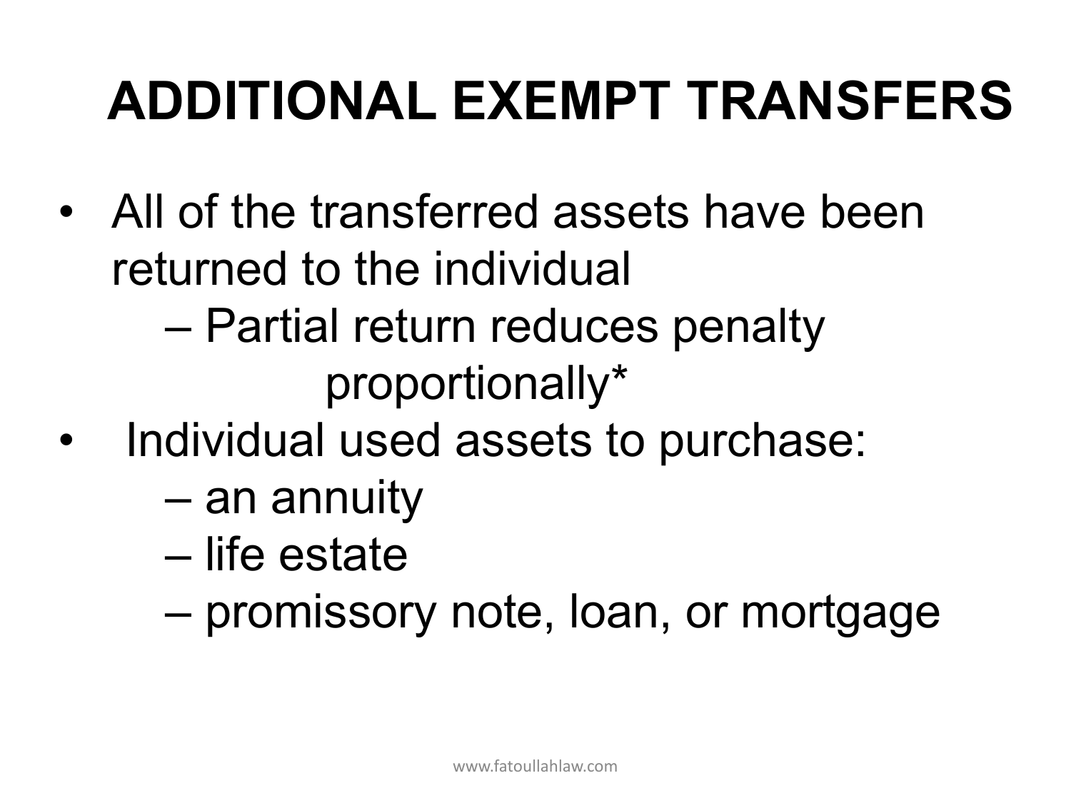# ADDITIONAL EXEMPT TRANSFERS

- All of the transferred assets have been returned to the individual
  - Partial return reduces penalty proportionally*
- Individual used assets to purchase:
  - an annuity
  - life estate
  - promissory note, loan, or mortgage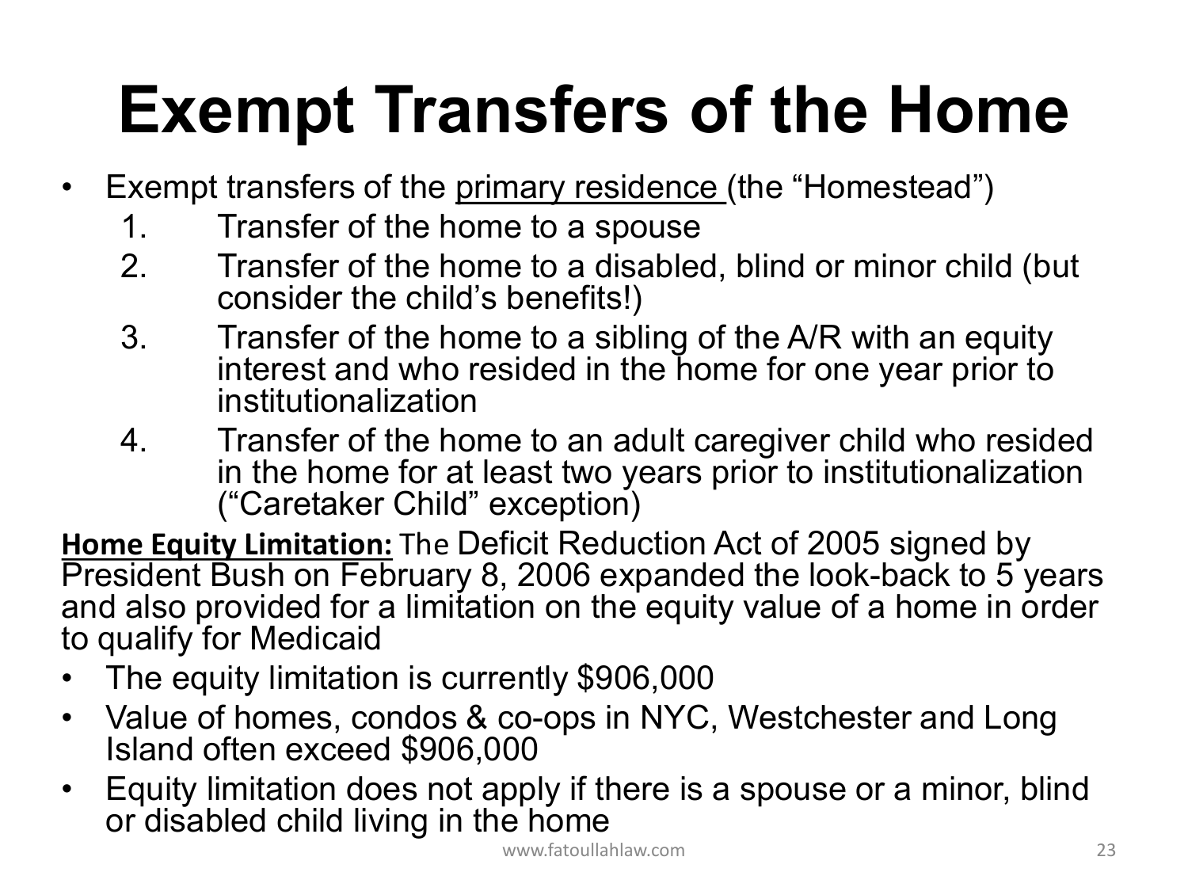# Exempt Transfers of the Home

- Exempt transfers of the <u>primary residence</u> (the "Homestead")
  1. Transfer of the home to a spouse
  2. Transfer of the home to a disabled, blind or minor child (but consider the child's benefits!)
  3. Transfer of the home to a sibling of the A/R with an equity interest and who resided in the home for one year prior to institutionalization
  4. Transfer of the home to an adult caregiver child who resided in the home for at least two years prior to institutionalization ("Caretaker Child" exception)

**<u>Home Equity Limitation:</u>** The Deficit Reduction Act of 2005 signed by President Bush on February 8, 2006 expanded the look-back to 5 years and also provided for a limitation on the equity value of a home in order to qualify for Medicaid

- The equity limitation is currently $906,000
- Value of homes, condos & co-ops in NYC, Westchester and Long Island often exceed $906,000
- Equity limitation does not apply if there is a spouse or a minor, blind or disabled child living in the home

www.fatoullahlaw.com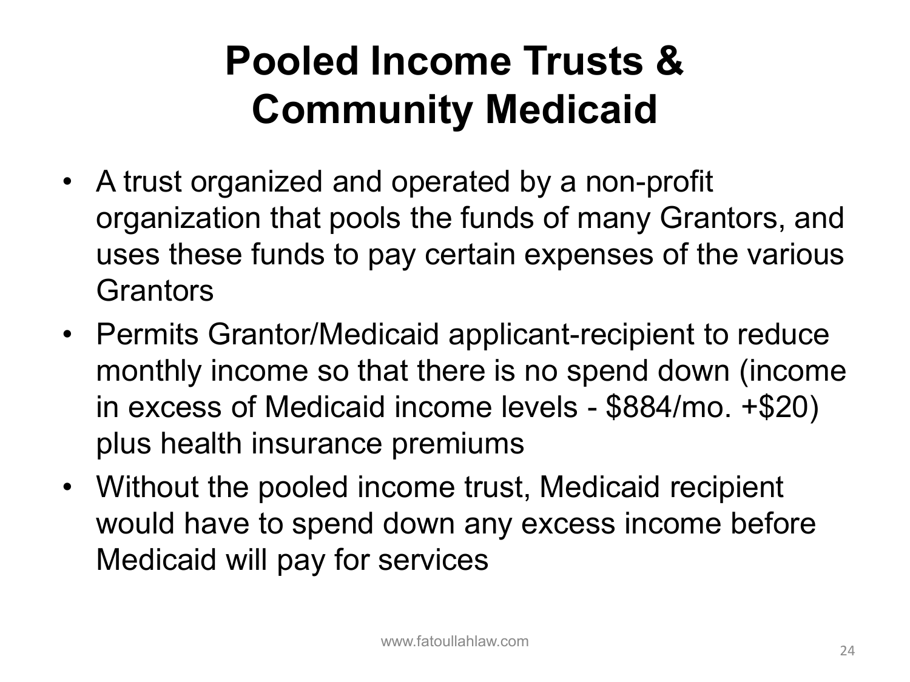# Pooled Income Trusts & Community Medicaid

- A trust organized and operated by a non-profit organization that pools the funds of many Grantors, and uses these funds to pay certain expenses of the various Grantors
- Permits Grantor/Medicaid applicant-recipient to reduce monthly income so that there is no spend down (income in excess of Medicaid income levels - $884/mo. +$20) plus health insurance premiums
- Without the pooled income trust, Medicaid recipient would have to spend down any excess income before Medicaid will pay for services

www.fatoullahlaw.com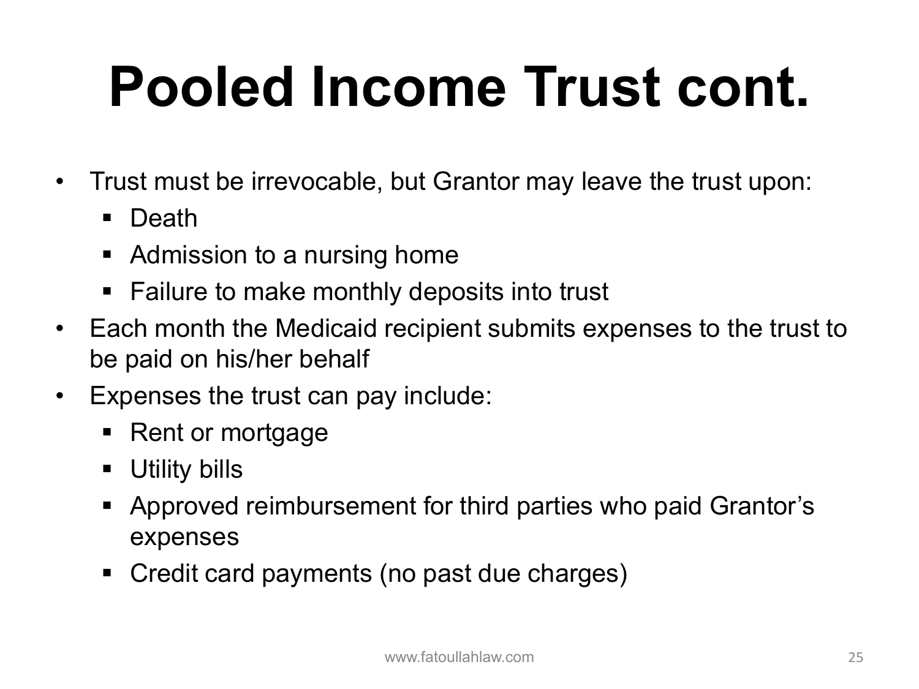# Pooled Income Trust cont.

- Trust must be irrevocable, but Grantor may leave the trust upon:
  - Death
  - Admission to a nursing home
  - Failure to make monthly deposits into trust
- Each month the Medicaid recipient submits expenses to the trust to be paid on his/her behalf
- Expenses the trust can pay include:
  - Rent or mortgage
  - Utility bills
  - Approved reimbursement for third parties who paid Grantor's expenses
  - Credit card payments (no past due charges)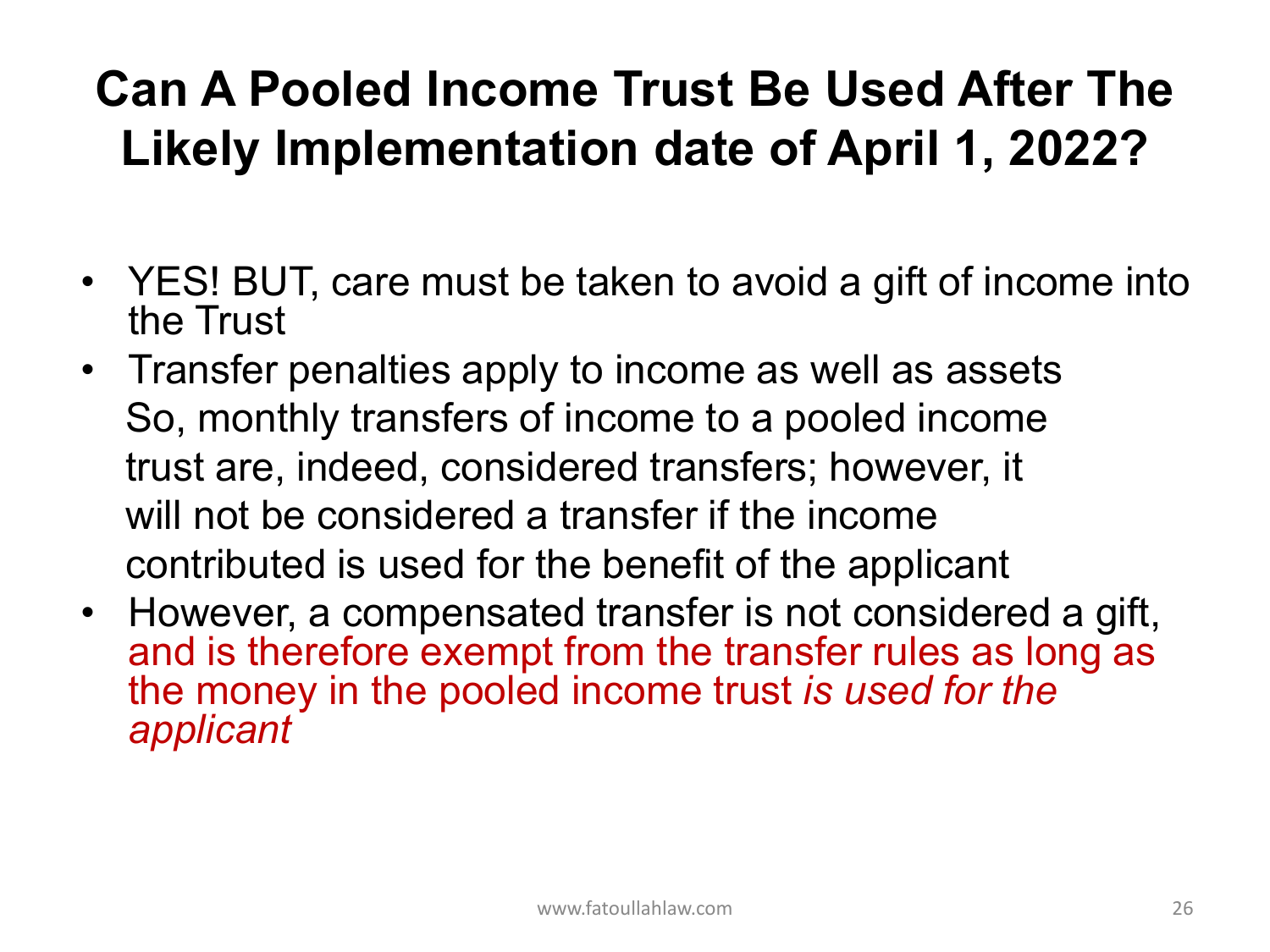# Can A Pooled Income Trust Be Used After The Likely Implementation date of April 1, 2022?

- YES! BUT, care must be taken to avoid a gift of income into the Trust
- Transfer penalties apply to income as well as assets
  So, monthly transfers of income to a pooled income trust are, indeed, considered transfers; however, it will not be considered a transfer if the income contributed is used for the benefit of the applicant
- However, a compensated transfer is not considered a gift, and is therefore exempt from the transfer rules as long as the money in the pooled income trust *is used for the applicant*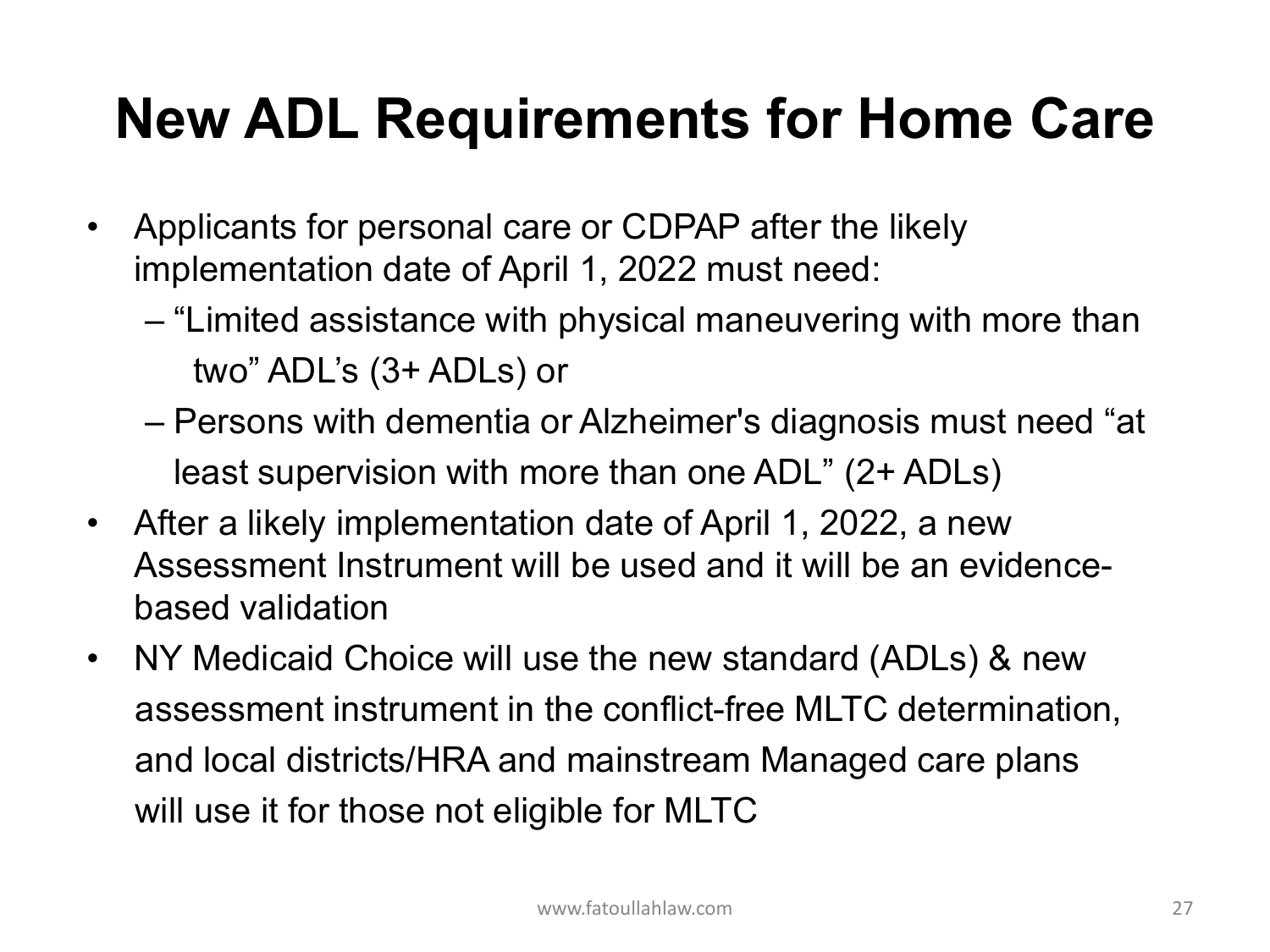# New ADL Requirements for Home Care

- Applicants for personal care or CDPAP after the likely implementation date of April 1, 2022 must need:
  - "Limited assistance with physical maneuvering with more than two" ADL's (3+ ADLs) or
  - Persons with dementia or Alzheimer's diagnosis must need "at least supervision with more than one ADL" (2+ ADLs)
- After a likely implementation date of April 1, 2022, a new Assessment Instrument will be used and it will be an evidence-based validation
- NY Medicaid Choice will use the new standard (ADLs) & new assessment instrument in the conflict-free MLTC determination, and local districts/HRA and mainstream Managed care plans will use it for those not eligible for MLTC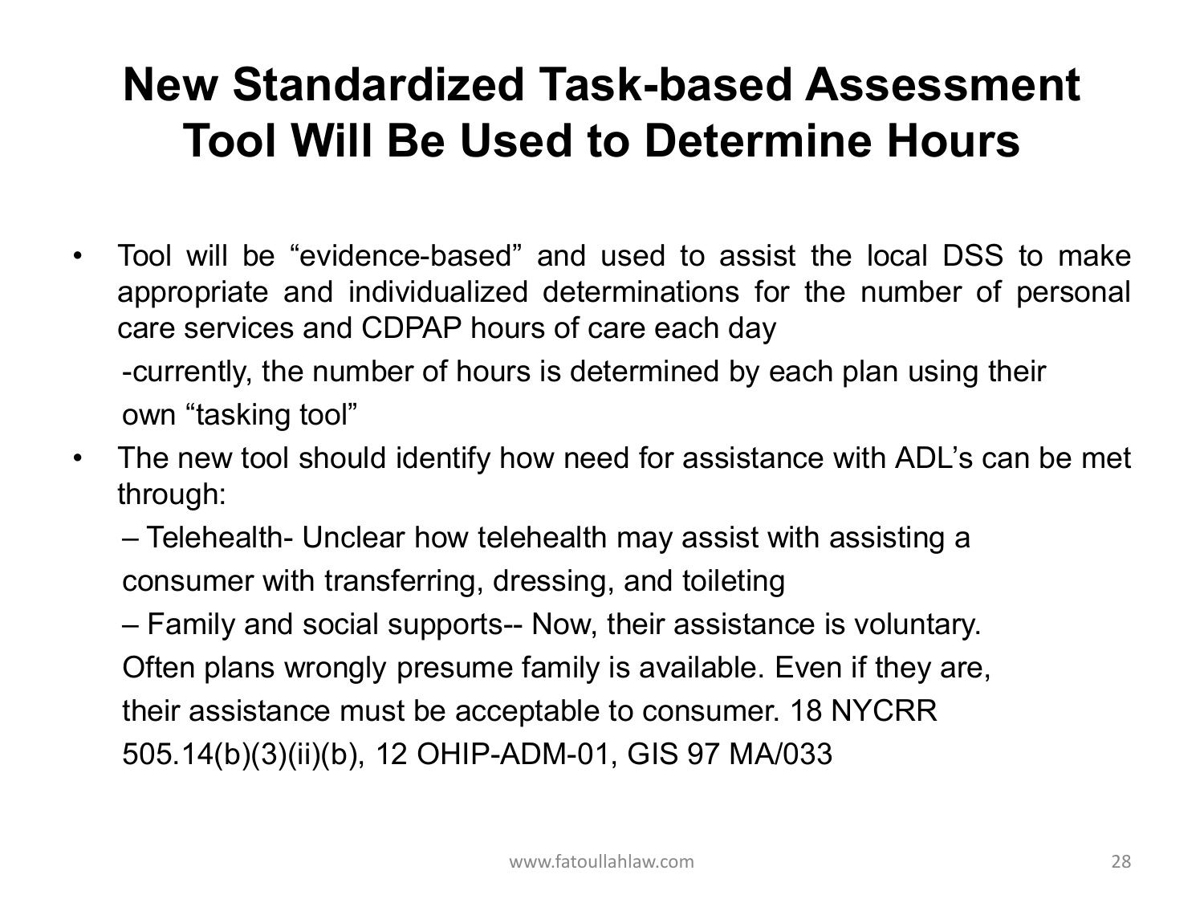# New Standardized Task-based Assessment Tool Will Be Used to Determine Hours

- Tool will be "evidence-based" and used to assist the local DSS to make appropriate and individualized determinations for the number of personal care services and CDPAP hours of care each day
  - -currently, the number of hours is determined by each plan using their own "tasking tool"
- The new tool should identify how need for assistance with ADL's can be met through:
  - – Telehealth- Unclear how telehealth may assist with assisting a consumer with transferring, dressing, and toileting
  - – Family and social supports-- Now, their assistance is voluntary. Often plans wrongly presume family is available. Even if they are, their assistance must be acceptable to consumer. 18 NYCRR 505.14(b)(3)(ii)(b), 12 OHIP-ADM-01, GIS 97 MA/033

www.fatoullahlaw.com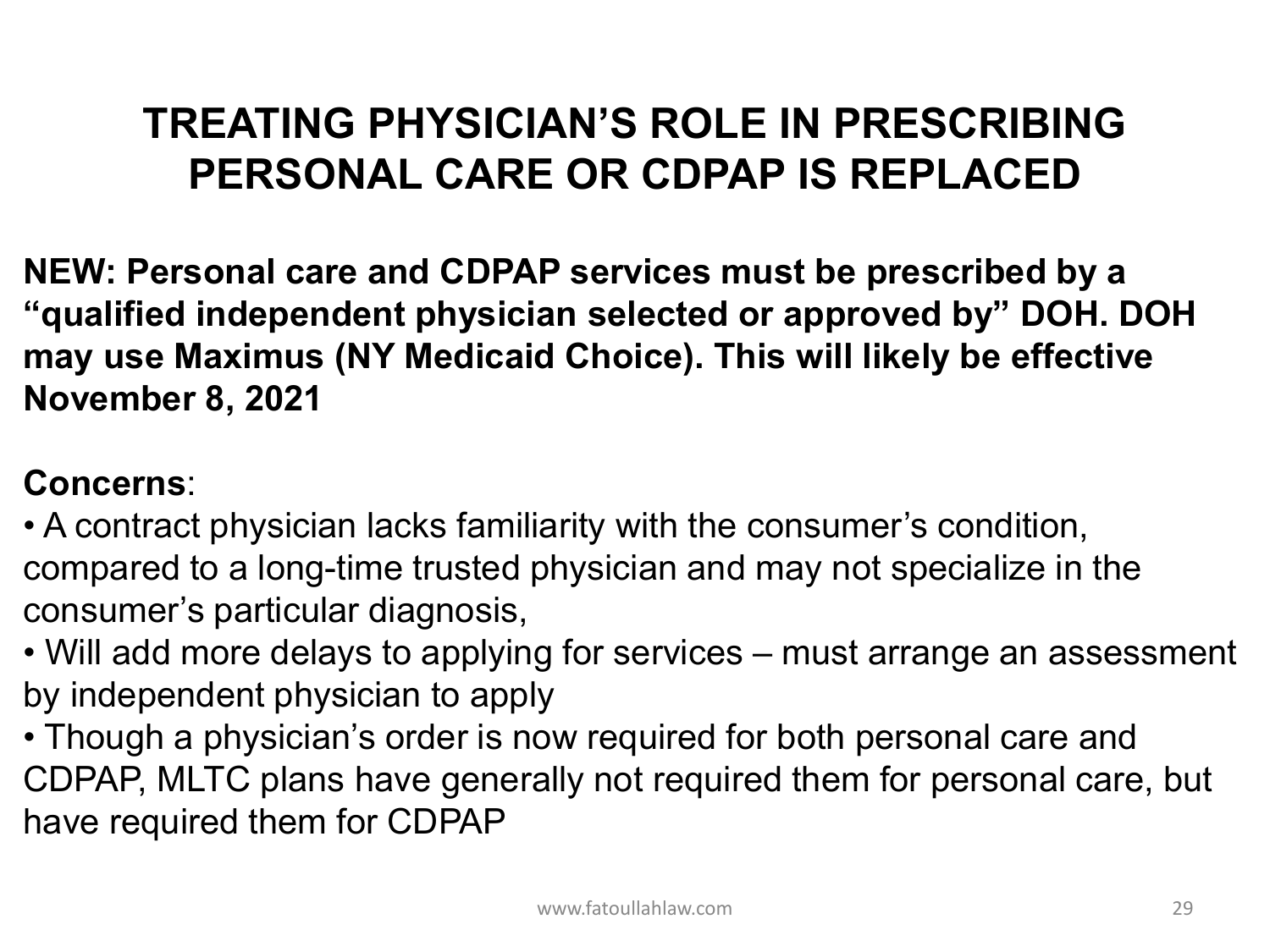# TREATING PHYSICIAN'S ROLE IN PRESCRIBING PERSONAL CARE OR CDPAP IS REPLACED

**NEW: Personal care and CDPAP services must be prescribed by a "qualified independent physician selected or approved by" DOH. DOH may use Maximus (NY Medicaid Choice). This will likely be effective November 8, 2021**

**Concerns**:

- A contract physician lacks familiarity with the consumer's condition, compared to a long-time trusted physician and may not specialize in the consumer's particular diagnosis,
- Will add more delays to applying for services – must arrange an assessment by independent physician to apply
- Though a physician's order is now required for both personal care and CDPAP, MLTC plans have generally not required them for personal care, but have required them for CDPAP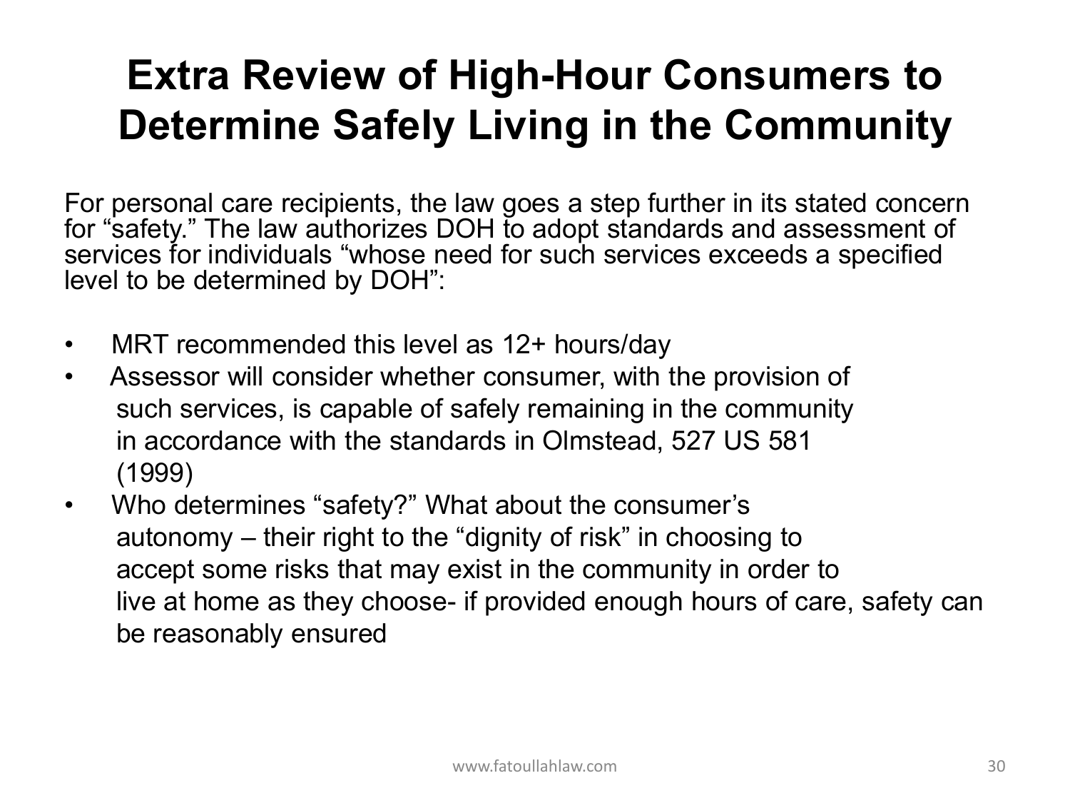# Extra Review of High-Hour Consumers to Determine Safely Living in the Community

For personal care recipients, the law goes a step further in its stated concern for "safety." The law authorizes DOH to adopt standards and assessment of services for individuals "whose need for such services exceeds a specified level to be determined by DOH":

- MRT recommended this level as 12+ hours/day
- Assessor will consider whether consumer, with the provision of such services, is capable of safely remaining in the community in accordance with the standards in Olmstead, 527 US 581 (1999)
- Who determines "safety?" What about the consumer's autonomy – their right to the "dignity of risk" in choosing to accept some risks that may exist in the community in order to live at home as they choose- if provided enough hours of care, safety can be reasonably ensured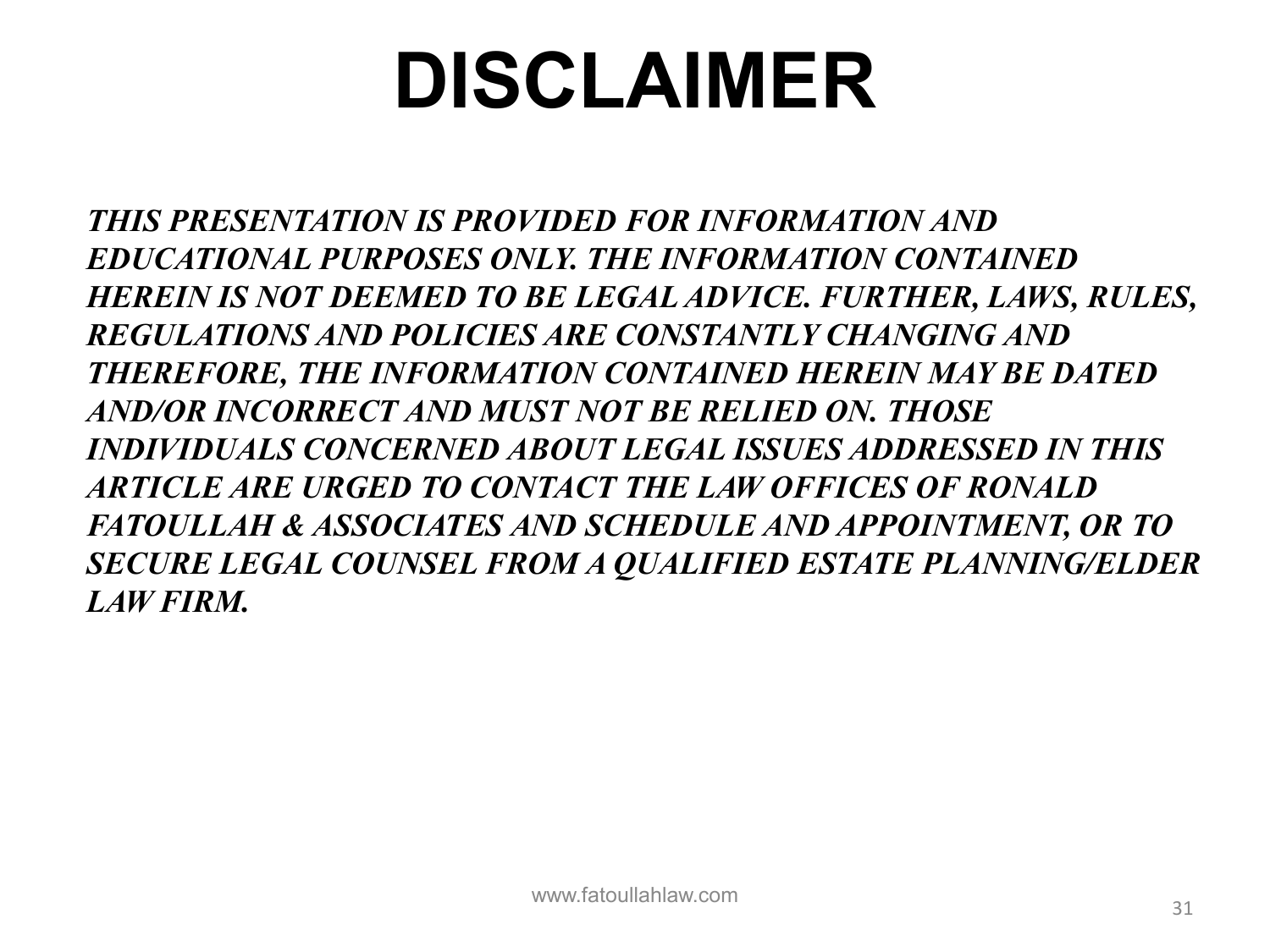# DISCLAIMER

***THIS PRESENTATION IS PROVIDED FOR INFORMATION AND EDUCATIONAL PURPOSES ONLY. THE INFORMATION CONTAINED HEREIN IS NOT DEEMED TO BE LEGAL ADVICE. FURTHER, LAWS, RULES, REGULATIONS AND POLICIES ARE CONSTANTLY CHANGING AND THEREFORE, THE INFORMATION CONTAINED HEREIN MAY BE DATED AND/OR INCORRECT AND MUST NOT BE RELIED ON. THOSE INDIVIDUALS CONCERNED ABOUT LEGAL ISSUES ADDRESSED IN THIS ARTICLE ARE URGED TO CONTACT THE LAW OFFICES OF RONALD FATOULLAH & ASSOCIATES AND SCHEDULE AND APPOINTMENT, OR TO SECURE LEGAL COUNSEL FROM A QUALIFIED ESTATE PLANNING/ELDER LAW FIRM.***

www.fatoullahlaw.com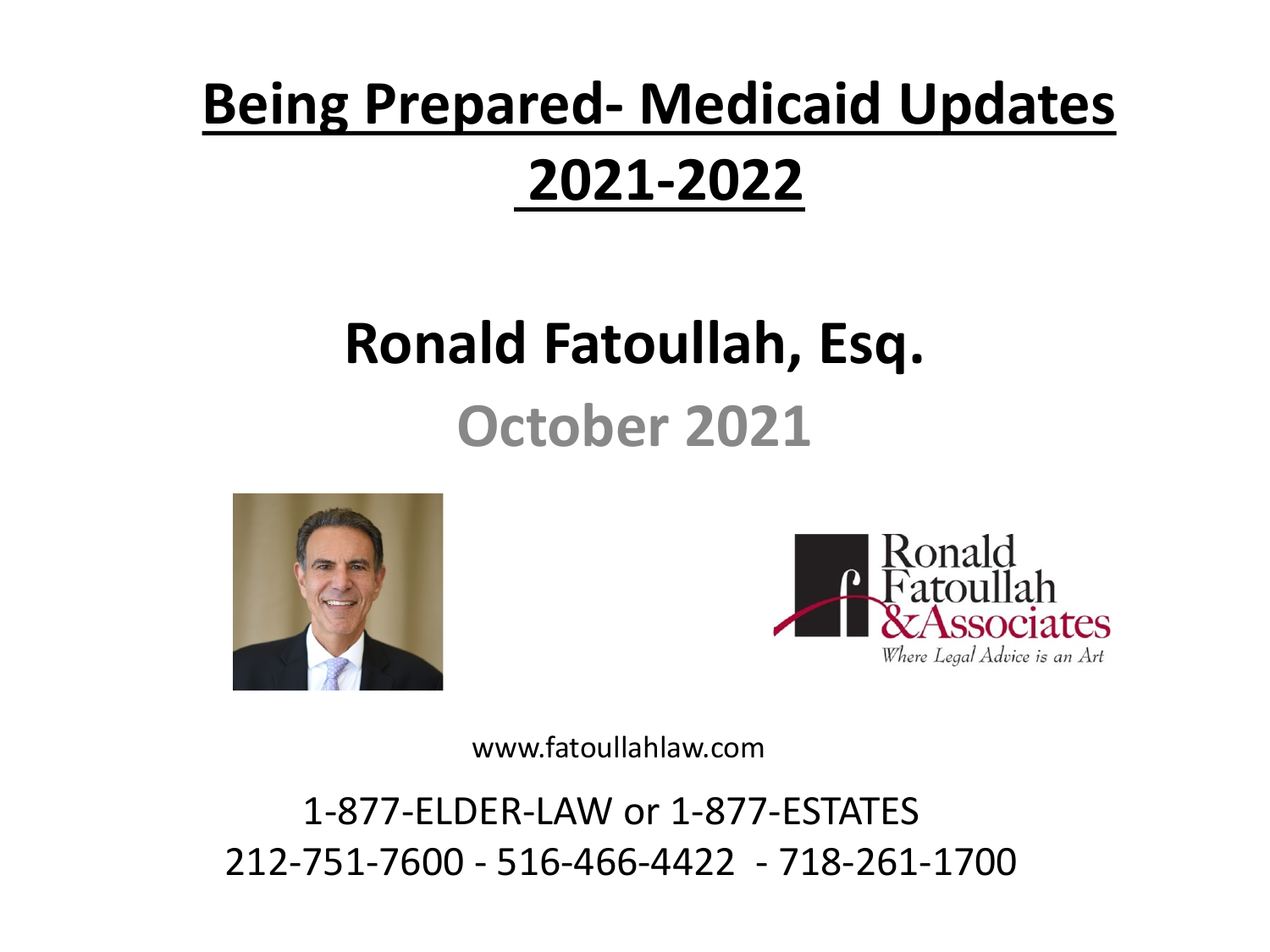# Being Prepared- Medicaid Updates 2021-2022

## Ronald Fatoullah, Esq.

## October 2021

Ronald Fatoullah & Associates

*Where Legal Advice is an Art*

www.fatoullahlaw.com

1-877-ELDER-LAW or 1-877-ESTATES

212-751-7600 - 516-466-4422 - 718-261-1700